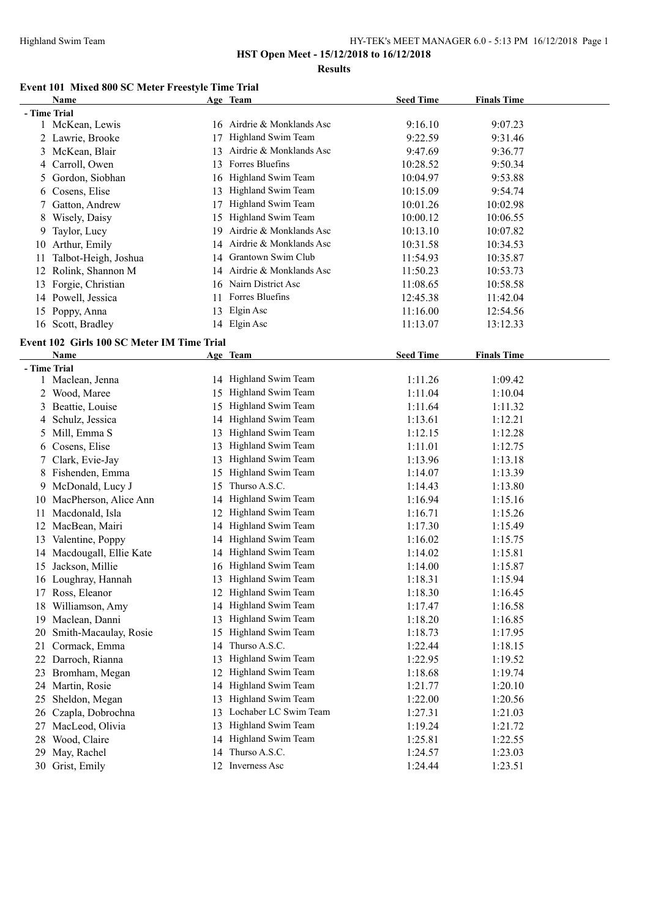**HST Open Meet - 15/12/2018 to 16/12/2018**

**Results**

### Event 101 Mixed 800 SC Meter Freestyle Time Trial

| | Name | Age | Team | Seed Time | Finals Time |
|---|---|---|---|---|---|
| **- Time Trial** | | | | | |
| 1 | McKean, Lewis | 16 | Airdrie & Monklands Asc | 9:16.10 | 9:07.23 |
| 2 | Lawrie, Brooke | 17 | Highland Swim Team | 9:22.59 | 9:31.46 |
| 3 | McKean, Blair | 13 | Airdrie & Monklands Asc | 9:47.69 | 9:36.77 |
| 4 | Carroll, Owen | 13 | Forres Bluefins | 10:28.52 | 9:50.34 |
| 5 | Gordon, Siobhan | 16 | Highland Swim Team | 10:04.97 | 9:53.88 |
| 6 | Cosens, Elise | 13 | Highland Swim Team | 10:15.09 | 9:54.74 |
| 7 | Gatton, Andrew | 17 | Highland Swim Team | 10:01.26 | 10:02.98 |
| 8 | Wisely, Daisy | 15 | Highland Swim Team | 10:00.12 | 10:06.55 |
| 9 | Taylor, Lucy | 19 | Airdrie & Monklands Asc | 10:13.10 | 10:07.82 |
| 10 | Arthur, Emily | 14 | Airdrie & Monklands Asc | 10:31.58 | 10:34.53 |
| 11 | Talbot-Heigh, Joshua | 14 | Grantown Swim Club | 11:54.93 | 10:35.87 |
| 12 | Rolink, Shannon M | 14 | Airdrie & Monklands Asc | 11:50.23 | 10:53.73 |
| 13 | Forgie, Christian | 16 | Nairn District Asc | 11:08.65 | 10:58.58 |
| 14 | Powell, Jessica | 11 | Forres Bluefins | 12:45.38 | 11:42.04 |
| 15 | Poppy, Anna | 13 | Elgin Asc | 11:16.00 | 12:54.56 |
| 16 | Scott, Bradley | 14 | Elgin Asc | 11:13.07 | 13:12.33 |

### Event 102 Girls 100 SC Meter IM Time Trial

| | Name | Age | Team | Seed Time | Finals Time |
|---|---|---|---|---|---|
| **- Time Trial** | | | | | |
| 1 | Maclean, Jenna | 14 | Highland Swim Team | 1:11.26 | 1:09.42 |
| 2 | Wood, Maree | 15 | Highland Swim Team | 1:11.04 | 1:10.04 |
| 3 | Beattie, Louise | 15 | Highland Swim Team | 1:11.64 | 1:11.32 |
| 4 | Schulz, Jessica | 14 | Highland Swim Team | 1:13.61 | 1:12.21 |
| 5 | Mill, Emma S | 13 | Highland Swim Team | 1:12.15 | 1:12.28 |
| 6 | Cosens, Elise | 13 | Highland Swim Team | 1:11.01 | 1:12.75 |
| 7 | Clark, Evie-Jay | 13 | Highland Swim Team | 1:13.96 | 1:13.18 |
| 8 | Fishenden, Emma | 15 | Highland Swim Team | 1:14.07 | 1:13.39 |
| 9 | McDonald, Lucy J | 15 | Thurso A.S.C. | 1:14.43 | 1:13.80 |
| 10 | MacPherson, Alice Ann | 14 | Highland Swim Team | 1:16.94 | 1:15.16 |
| 11 | Macdonald, Isla | 12 | Highland Swim Team | 1:16.71 | 1:15.26 |
| 12 | MacBean, Mairi | 14 | Highland Swim Team | 1:17.30 | 1:15.49 |
| 13 | Valentine, Poppy | 14 | Highland Swim Team | 1:16.02 | 1:15.75 |
| 14 | Macdougall, Ellie Kate | 14 | Highland Swim Team | 1:14.02 | 1:15.81 |
| 15 | Jackson, Millie | 16 | Highland Swim Team | 1:14.00 | 1:15.87 |
| 16 | Loughray, Hannah | 13 | Highland Swim Team | 1:18.31 | 1:15.94 |
| 17 | Ross, Eleanor | 12 | Highland Swim Team | 1:18.30 | 1:16.45 |
| 18 | Williamson, Amy | 14 | Highland Swim Team | 1:17.47 | 1:16.58 |
| 19 | Maclean, Danni | 13 | Highland Swim Team | 1:18.20 | 1:16.85 |
| 20 | Smith-Macaulay, Rosie | 15 | Highland Swim Team | 1:18.73 | 1:17.95 |
| 21 | Cormack, Emma | 14 | Thurso A.S.C. | 1:22.44 | 1:18.15 |
| 22 | Darroch, Rianna | 13 | Highland Swim Team | 1:22.95 | 1:19.52 |
| 23 | Bromham, Megan | 12 | Highland Swim Team | 1:18.68 | 1:19.74 |
| 24 | Martin, Rosie | 14 | Highland Swim Team | 1:21.77 | 1:20.10 |
| 25 | Sheldon, Megan | 13 | Highland Swim Team | 1:22.00 | 1:20.56 |
| 26 | Czapla, Dobrochna | 13 | Lochaber LC Swim Team | 1:27.31 | 1:21.03 |
| 27 | MacLeod, Olivia | 13 | Highland Swim Team | 1:19.24 | 1:21.72 |
| 28 | Wood, Claire | 14 | Highland Swim Team | 1:25.81 | 1:22.55 |
| 29 | May, Rachel | 14 | Thurso A.S.C. | 1:24.57 | 1:23.03 |
| 30 | Grist, Emily | 12 | Inverness Asc | 1:24.44 | 1:23.51 |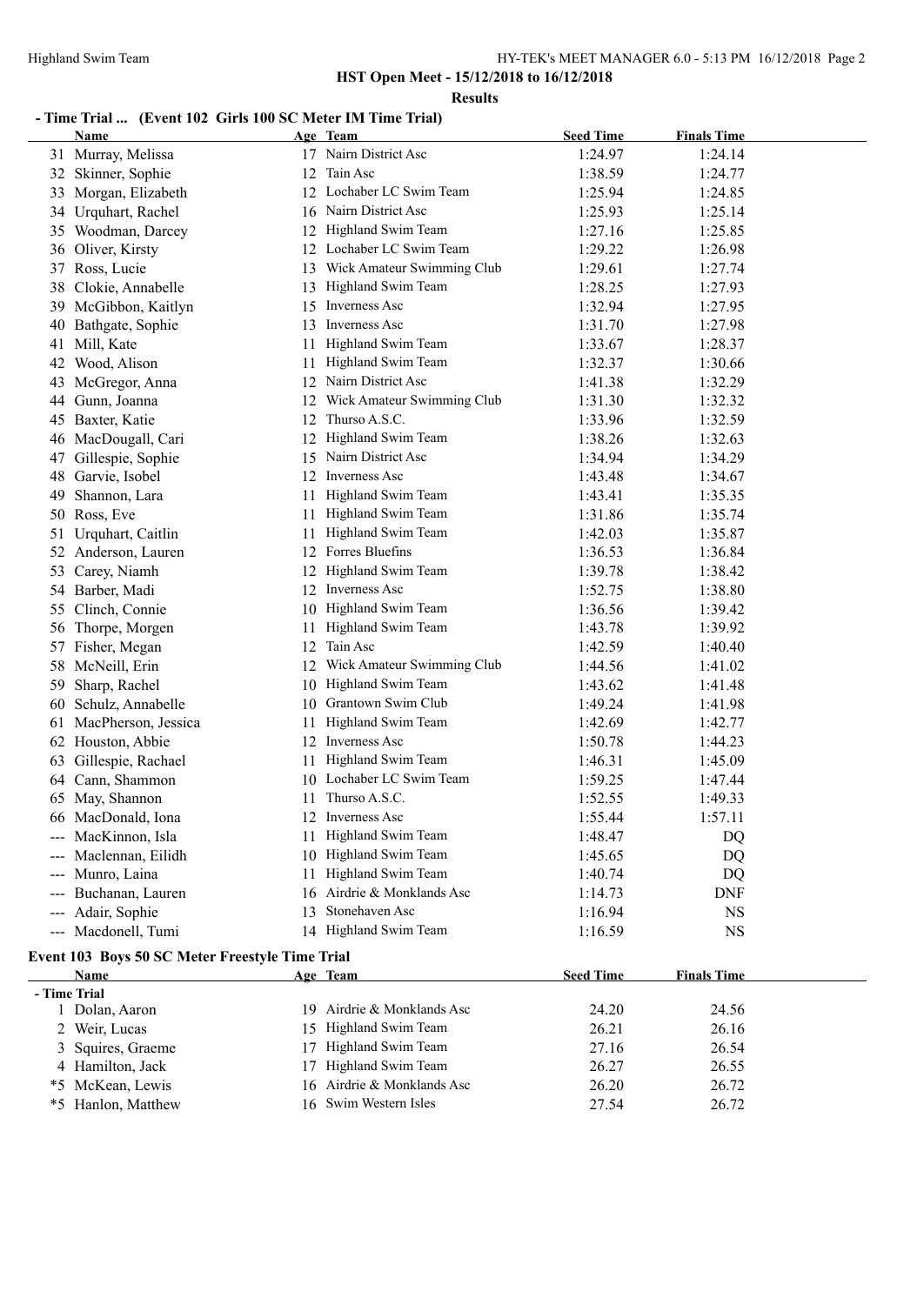# HST Open Meet - 15/12/2018 to 16/12/2018

## Results

### - Time Trial ... (Event 102 Girls 100 SC Meter IM Time Trial)

| | Name | Age | Team | Seed Time | Finals Time |
|---|---|---|---|---|---|
| 31 | Murray, Melissa | 17 | Nairn District Asc | 1:24.97 | 1:24.14 |
| 32 | Skinner, Sophie | 12 | Tain Asc | 1:38.59 | 1:24.77 |
| 33 | Morgan, Elizabeth | 12 | Lochaber LC Swim Team | 1:25.94 | 1:24.85 |
| 34 | Urquhart, Rachel | 16 | Nairn District Asc | 1:25.93 | 1:25.14 |
| 35 | Woodman, Darcey | 12 | Highland Swim Team | 1:27.16 | 1:25.85 |
| 36 | Oliver, Kirsty | 12 | Lochaber LC Swim Team | 1:29.22 | 1:26.98 |
| 37 | Ross, Lucie | 13 | Wick Amateur Swimming Club | 1:29.61 | 1:27.74 |
| 38 | Clokie, Annabelle | 13 | Highland Swim Team | 1:28.25 | 1:27.93 |
| 39 | McGibbon, Kaitlyn | 15 | Inverness Asc | 1:32.94 | 1:27.95 |
| 40 | Bathgate, Sophie | 13 | Inverness Asc | 1:31.70 | 1:27.98 |
| 41 | Mill, Kate | 11 | Highland Swim Team | 1:33.67 | 1:28.37 |
| 42 | Wood, Alison | 11 | Highland Swim Team | 1:32.37 | 1:30.66 |
| 43 | McGregor, Anna | 12 | Nairn District Asc | 1:41.38 | 1:32.29 |
| 44 | Gunn, Joanna | 12 | Wick Amateur Swimming Club | 1:31.30 | 1:32.32 |
| 45 | Baxter, Katie | 12 | Thurso A.S.C. | 1:33.96 | 1:32.59 |
| 46 | MacDougall, Cari | 12 | Highland Swim Team | 1:38.26 | 1:32.63 |
| 47 | Gillespie, Sophie | 15 | Nairn District Asc | 1:34.94 | 1:34.29 |
| 48 | Garvie, Isobel | 12 | Inverness Asc | 1:43.48 | 1:34.67 |
| 49 | Shannon, Lara | 11 | Highland Swim Team | 1:43.41 | 1:35.35 |
| 50 | Ross, Eve | 11 | Highland Swim Team | 1:31.86 | 1:35.74 |
| 51 | Urquhart, Caitlin | 11 | Highland Swim Team | 1:42.03 | 1:35.87 |
| 52 | Anderson, Lauren | 12 | Forres Bluefins | 1:36.53 | 1:36.84 |
| 53 | Carey, Niamh | 12 | Highland Swim Team | 1:39.78 | 1:38.42 |
| 54 | Barber, Madi | 12 | Inverness Asc | 1:52.75 | 1:38.80 |
| 55 | Clinch, Connie | 10 | Highland Swim Team | 1:36.56 | 1:39.42 |
| 56 | Thorpe, Morgen | 11 | Highland Swim Team | 1:43.78 | 1:39.92 |
| 57 | Fisher, Megan | 12 | Tain Asc | 1:42.59 | 1:40.40 |
| 58 | McNeill, Erin | 12 | Wick Amateur Swimming Club | 1:44.56 | 1:41.02 |
| 59 | Sharp, Rachel | 10 | Highland Swim Team | 1:43.62 | 1:41.48 |
| 60 | Schulz, Annabelle | 10 | Grantown Swim Club | 1:49.24 | 1:41.98 |
| 61 | MacPherson, Jessica | 11 | Highland Swim Team | 1:42.69 | 1:42.77 |
| 62 | Houston, Abbie | 12 | Inverness Asc | 1:50.78 | 1:44.23 |
| 63 | Gillespie, Rachael | 11 | Highland Swim Team | 1:46.31 | 1:45.09 |
| 64 | Cann, Shammon | 10 | Lochaber LC Swim Team | 1:59.25 | 1:47.44 |
| 65 | May, Shannon | 11 | Thurso A.S.C. | 1:52.55 | 1:49.33 |
| 66 | MacDonald, Iona | 12 | Inverness Asc | 1:55.44 | 1:57.11 |
| --- | MacKinnon, Isla | 11 | Highland Swim Team | 1:48.47 | DQ |
| --- | Maclennan, Eilidh | 10 | Highland Swim Team | 1:45.65 | DQ |
| --- | Munro, Laina | 11 | Highland Swim Team | 1:40.74 | DQ |
| --- | Buchanan, Lauren | 16 | Airdrie & Monklands Asc | 1:14.73 | DNF |
| --- | Adair, Sophie | 13 | Stonehaven Asc | 1:16.94 | NS |
| --- | Macdonell, Tumi | 14 | Highland Swim Team | 1:16.59 | NS |

### Event 103 Boys 50 SC Meter Freestyle Time Trial

| | Name | Age | Team | Seed Time | Finals Time |
|---|---|---|---|---|---|
| **- Time Trial** | | | | | |
| 1 | Dolan, Aaron | 19 | Airdrie & Monklands Asc | 24.20 | 24.56 |
| 2 | Weir, Lucas | 15 | Highland Swim Team | 26.21 | 26.16 |
| 3 | Squires, Graeme | 17 | Highland Swim Team | 27.16 | 26.54 |
| 4 | Hamilton, Jack | 17 | Highland Swim Team | 26.27 | 26.55 |
| *5 | McKean, Lewis | 16 | Airdrie & Monklands Asc | 26.20 | 26.72 |
| *5 | Hanlon, Matthew | 16 | Swim Western Isles | 27.54 | 26.72 |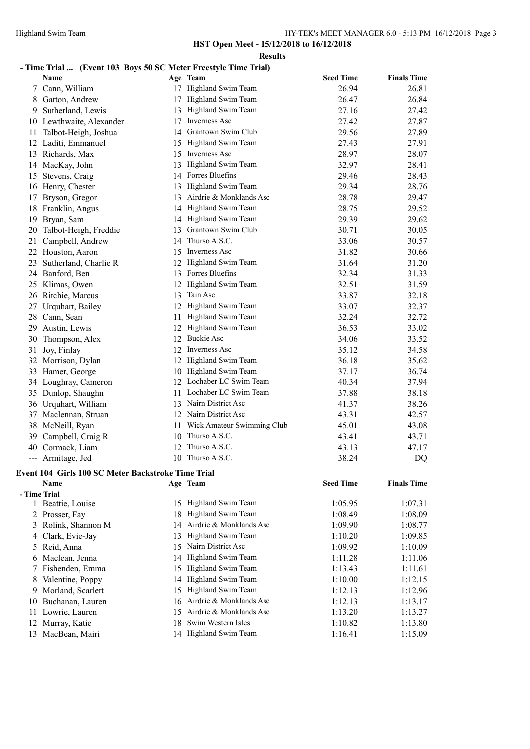**HST Open Meet - 15/12/2018 to 16/12/2018**

**Results**

## - Time Trial ... (Event 103 Boys 50 SC Meter Freestyle Time Trial)

| | Name | Age | Team | Seed Time | Finals Time |
|---|---|---|---|---|---|
| 7 | Cann, William | 17 | Highland Swim Team | 26.94 | 26.81 |
| 8 | Gatton, Andrew | 17 | Highland Swim Team | 26.47 | 26.84 |
| 9 | Sutherland, Lewis | 13 | Highland Swim Team | 27.16 | 27.42 |
| 10 | Lewthwaite, Alexander | 17 | Inverness Asc | 27.42 | 27.87 |
| 11 | Talbot-Heigh, Joshua | 14 | Grantown Swim Club | 29.56 | 27.89 |
| 12 | Laditi, Emmanuel | 15 | Highland Swim Team | 27.43 | 27.91 |
| 13 | Richards, Max | 15 | Inverness Asc | 28.97 | 28.07 |
| 14 | MacKay, John | 13 | Highland Swim Team | 32.97 | 28.41 |
| 15 | Stevens, Craig | 14 | Forres Bluefins | 29.46 | 28.43 |
| 16 | Henry, Chester | 13 | Highland Swim Team | 29.34 | 28.76 |
| 17 | Bryson, Gregor | 13 | Airdrie & Monklands Asc | 28.78 | 29.47 |
| 18 | Franklin, Angus | 14 | Highland Swim Team | 28.75 | 29.52 |
| 19 | Bryan, Sam | 14 | Highland Swim Team | 29.39 | 29.62 |
| 20 | Talbot-Heigh, Freddie | 13 | Grantown Swim Club | 30.71 | 30.05 |
| 21 | Campbell, Andrew | 14 | Thurso A.S.C. | 33.06 | 30.57 |
| 22 | Houston, Aaron | 15 | Inverness Asc | 31.82 | 30.66 |
| 23 | Sutherland, Charlie R | 12 | Highland Swim Team | 31.64 | 31.20 |
| 24 | Banford, Ben | 13 | Forres Bluefins | 32.34 | 31.33 |
| 25 | Klimas, Owen | 12 | Highland Swim Team | 32.51 | 31.59 |
| 26 | Ritchie, Marcus | 13 | Tain Asc | 33.87 | 32.18 |
| 27 | Urquhart, Bailey | 12 | Highland Swim Team | 33.07 | 32.37 |
| 28 | Cann, Sean | 11 | Highland Swim Team | 32.24 | 32.72 |
| 29 | Austin, Lewis | 12 | Highland Swim Team | 36.53 | 33.02 |
| 30 | Thompson, Alex | 12 | Buckie Asc | 34.06 | 33.52 |
| 31 | Joy, Finlay | 12 | Inverness Asc | 35.12 | 34.58 |
| 32 | Morrison, Dylan | 12 | Highland Swim Team | 36.18 | 35.62 |
| 33 | Hamer, George | 10 | Highland Swim Team | 37.17 | 36.74 |
| 34 | Loughray, Cameron | 12 | Lochaber LC Swim Team | 40.34 | 37.94 |
| 35 | Dunlop, Shaughn | 11 | Lochaber LC Swim Team | 37.88 | 38.18 |
| 36 | Urquhart, William | 13 | Nairn District Asc | 41.37 | 38.26 |
| 37 | Maclennan, Struan | 12 | Nairn District Asc | 43.31 | 42.57 |
| 38 | McNeill, Ryan | 11 | Wick Amateur Swimming Club | 45.01 | 43.08 |
| 39 | Campbell, Craig R | 10 | Thurso A.S.C. | 43.41 | 43.71 |
| 40 | Cormack, Liam | 12 | Thurso A.S.C. | 43.13 | 47.17 |
| --- | Armitage, Jed | 10 | Thurso A.S.C. | 38.24 | DQ |

## Event 104 Girls 100 SC Meter Backstroke Time Trial

| | Name | Age | Team | Seed Time | Finals Time |
|---|---|---|---|---|---|
| **- Time Trial** | | | | | |
| 1 | Beattie, Louise | 15 | Highland Swim Team | 1:05.95 | 1:07.31 |
| 2 | Prosser, Fay | 18 | Highland Swim Team | 1:08.49 | 1:08.09 |
| 3 | Rolink, Shannon M | 14 | Airdrie & Monklands Asc | 1:09.90 | 1:08.77 |
| 4 | Clark, Evie-Jay | 13 | Highland Swim Team | 1:10.20 | 1:09.85 |
| 5 | Reid, Anna | 15 | Nairn District Asc | 1:09.92 | 1:10.09 |
| 6 | Maclean, Jenna | 14 | Highland Swim Team | 1:11.28 | 1:11.06 |
| 7 | Fishenden, Emma | 15 | Highland Swim Team | 1:13.43 | 1:11.61 |
| 8 | Valentine, Poppy | 14 | Highland Swim Team | 1:10.00 | 1:12.15 |
| 9 | Morland, Scarlett | 15 | Highland Swim Team | 1:12.13 | 1:12.96 |
| 10 | Buchanan, Lauren | 16 | Airdrie & Monklands Asc | 1:12.13 | 1:13.17 |
| 11 | Lowrie, Lauren | 15 | Airdrie & Monklands Asc | 1:13.20 | 1:13.27 |
| 12 | Murray, Katie | 18 | Swim Western Isles | 1:10.82 | 1:13.80 |
| 13 | MacBean, Mairi | 14 | Highland Swim Team | 1:16.41 | 1:15.09 |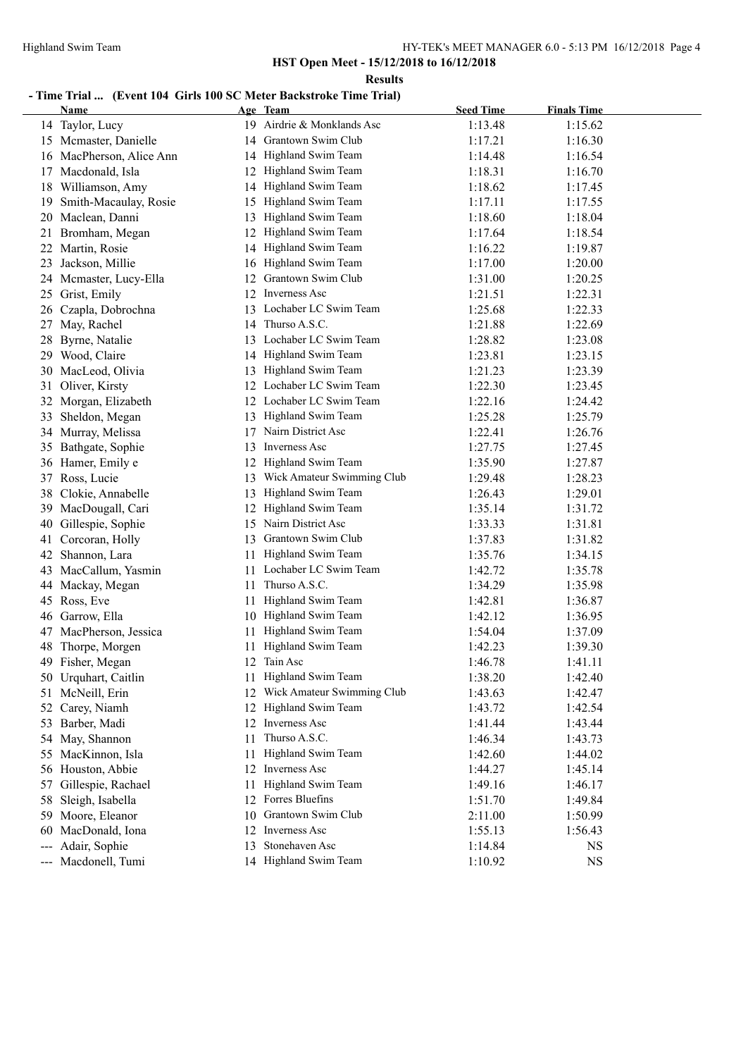**HST Open Meet - 15/12/2018 to 16/12/2018**

**Results**

## - Time Trial ... (Event 104 Girls 100 SC Meter Backstroke Time Trial)

| | Name | Age | Team | Seed Time | Finals Time |
|---|---|---|---|---|---|
| 14 | Taylor, Lucy | 19 | Airdrie & Monklands Asc | 1:13.48 | 1:15.62 |
| 15 | Mcmaster, Danielle | 14 | Grantown Swim Club | 1:17.21 | 1:16.30 |
| 16 | MacPherson, Alice Ann | 14 | Highland Swim Team | 1:14.48 | 1:16.54 |
| 17 | Macdonald, Isla | 12 | Highland Swim Team | 1:18.31 | 1:16.70 |
| 18 | Williamson, Amy | 14 | Highland Swim Team | 1:18.62 | 1:17.45 |
| 19 | Smith-Macaulay, Rosie | 15 | Highland Swim Team | 1:17.11 | 1:17.55 |
| 20 | Maclean, Danni | 13 | Highland Swim Team | 1:18.60 | 1:18.04 |
| 21 | Bromham, Megan | 12 | Highland Swim Team | 1:17.64 | 1:18.54 |
| 22 | Martin, Rosie | 14 | Highland Swim Team | 1:16.22 | 1:19.87 |
| 23 | Jackson, Millie | 16 | Highland Swim Team | 1:17.00 | 1:20.00 |
| 24 | Mcmaster, Lucy-Ella | 12 | Grantown Swim Club | 1:31.00 | 1:20.25 |
| 25 | Grist, Emily | 12 | Inverness Asc | 1:21.51 | 1:22.31 |
| 26 | Czapla, Dobrochna | 13 | Lochaber LC Swim Team | 1:25.68 | 1:22.33 |
| 27 | May, Rachel | 14 | Thurso A.S.C. | 1:21.88 | 1:22.69 |
| 28 | Byrne, Natalie | 13 | Lochaber LC Swim Team | 1:28.82 | 1:23.08 |
| 29 | Wood, Claire | 14 | Highland Swim Team | 1:23.81 | 1:23.15 |
| 30 | MacLeod, Olivia | 13 | Highland Swim Team | 1:21.23 | 1:23.39 |
| 31 | Oliver, Kirsty | 12 | Lochaber LC Swim Team | 1:22.30 | 1:23.45 |
| 32 | Morgan, Elizabeth | 12 | Lochaber LC Swim Team | 1:22.16 | 1:24.42 |
| 33 | Sheldon, Megan | 13 | Highland Swim Team | 1:25.28 | 1:25.79 |
| 34 | Murray, Melissa | 17 | Nairn District Asc | 1:22.41 | 1:26.76 |
| 35 | Bathgate, Sophie | 13 | Inverness Asc | 1:27.75 | 1:27.45 |
| 36 | Hamer, Emily e | 12 | Highland Swim Team | 1:35.90 | 1:27.87 |
| 37 | Ross, Lucie | 13 | Wick Amateur Swimming Club | 1:29.48 | 1:28.23 |
| 38 | Clokie, Annabelle | 13 | Highland Swim Team | 1:26.43 | 1:29.01 |
| 39 | MacDougall, Cari | 12 | Highland Swim Team | 1:35.14 | 1:31.72 |
| 40 | Gillespie, Sophie | 15 | Nairn District Asc | 1:33.33 | 1:31.81 |
| 41 | Corcoran, Holly | 13 | Grantown Swim Club | 1:37.83 | 1:31.82 |
| 42 | Shannon, Lara | 11 | Highland Swim Team | 1:35.76 | 1:34.15 |
| 43 | MacCallum, Yasmin | 11 | Lochaber LC Swim Team | 1:42.72 | 1:35.78 |
| 44 | Mackay, Megan | 11 | Thurso A.S.C. | 1:34.29 | 1:35.98 |
| 45 | Ross, Eve | 11 | Highland Swim Team | 1:42.81 | 1:36.87 |
| 46 | Garrow, Ella | 10 | Highland Swim Team | 1:42.12 | 1:36.95 |
| 47 | MacPherson, Jessica | 11 | Highland Swim Team | 1:54.04 | 1:37.09 |
| 48 | Thorpe, Morgen | 11 | Highland Swim Team | 1:42.23 | 1:39.30 |
| 49 | Fisher, Megan | 12 | Tain Asc | 1:46.78 | 1:41.11 |
| 50 | Urquhart, Caitlin | 11 | Highland Swim Team | 1:38.20 | 1:42.40 |
| 51 | McNeill, Erin | 12 | Wick Amateur Swimming Club | 1:43.63 | 1:42.47 |
| 52 | Carey, Niamh | 12 | Highland Swim Team | 1:43.72 | 1:42.54 |
| 53 | Barber, Madi | 12 | Inverness Asc | 1:41.44 | 1:43.44 |
| 54 | May, Shannon | 11 | Thurso A.S.C. | 1:46.34 | 1:43.73 |
| 55 | MacKinnon, Isla | 11 | Highland Swim Team | 1:42.60 | 1:44.02 |
| 56 | Houston, Abbie | 12 | Inverness Asc | 1:44.27 | 1:45.14 |
| 57 | Gillespie, Rachael | 11 | Highland Swim Team | 1:49.16 | 1:46.17 |
| 58 | Sleigh, Isabella | 12 | Forres Bluefins | 1:51.70 | 1:49.84 |
| 59 | Moore, Eleanor | 10 | Grantown Swim Club | 2:11.00 | 1:50.99 |
| 60 | MacDonald, Iona | 12 | Inverness Asc | 1:55.13 | 1:56.43 |
| --- | Adair, Sophie | 13 | Stonehaven Asc | 1:14.84 | NS |
| --- | Macdonell, Tumi | 14 | Highland Swim Team | 1:10.92 | NS |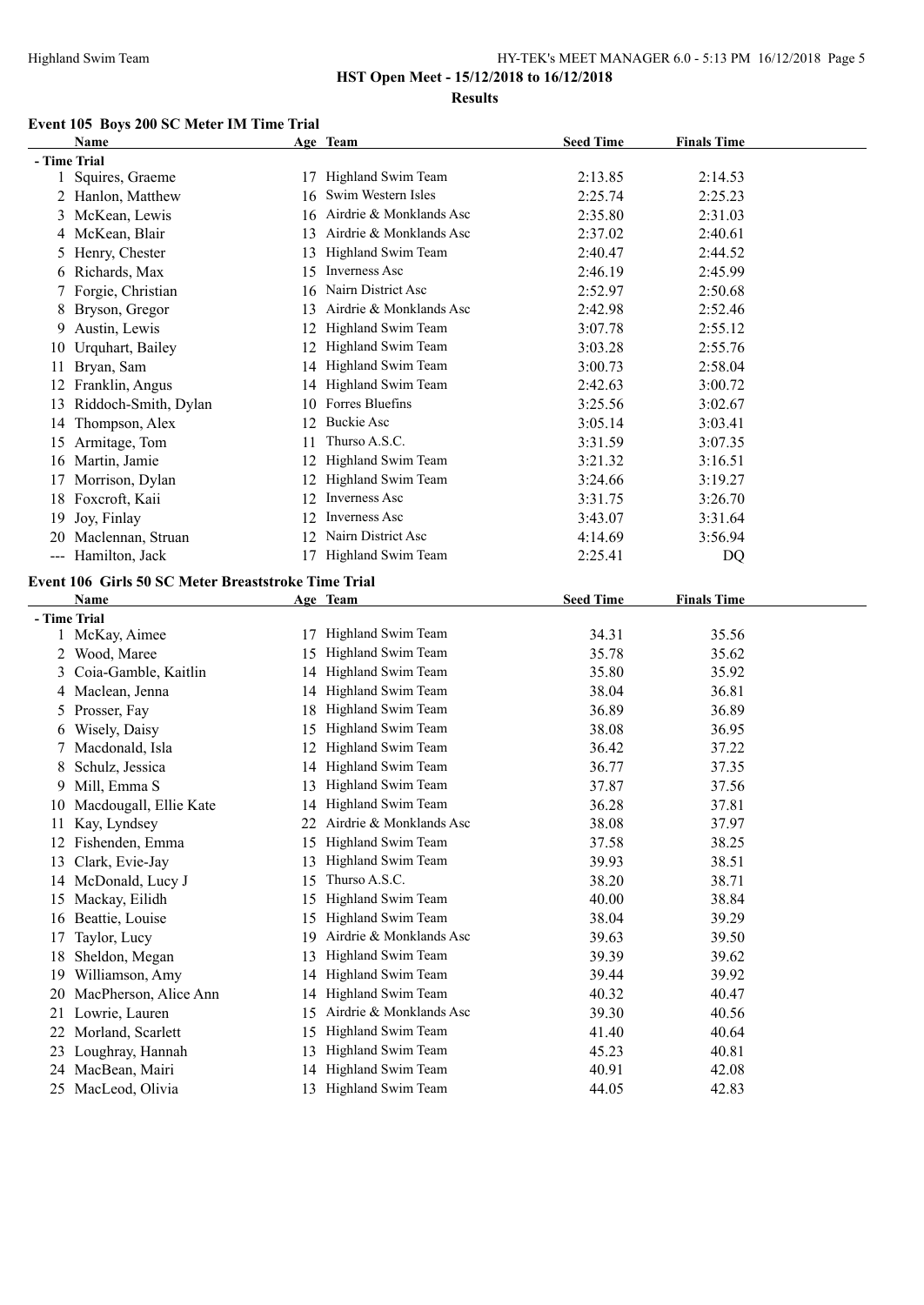**HST Open Meet - 15/12/2018 to 16/12/2018**

**Results**

### Event 105 Boys 200 SC Meter IM Time Trial

| | Name | Age | Team | Seed Time | Finals Time |
|---|---|---|---|---|---|
| **- Time Trial** | | | | | |
| 1 | Squires, Graeme | 17 | Highland Swim Team | 2:13.85 | 2:14.53 |
| 2 | Hanlon, Matthew | 16 | Swim Western Isles | 2:25.74 | 2:25.23 |
| 3 | McKean, Lewis | 16 | Airdrie & Monklands Asc | 2:35.80 | 2:31.03 |
| 4 | McKean, Blair | 13 | Airdrie & Monklands Asc | 2:37.02 | 2:40.61 |
| 5 | Henry, Chester | 13 | Highland Swim Team | 2:40.47 | 2:44.52 |
| 6 | Richards, Max | 15 | Inverness Asc | 2:46.19 | 2:45.99 |
| 7 | Forgie, Christian | 16 | Nairn District Asc | 2:52.97 | 2:50.68 |
| 8 | Bryson, Gregor | 13 | Airdrie & Monklands Asc | 2:42.98 | 2:52.46 |
| 9 | Austin, Lewis | 12 | Highland Swim Team | 3:07.78 | 2:55.12 |
| 10 | Urquhart, Bailey | 12 | Highland Swim Team | 3:03.28 | 2:55.76 |
| 11 | Bryan, Sam | 14 | Highland Swim Team | 3:00.73 | 2:58.04 |
| 12 | Franklin, Angus | 14 | Highland Swim Team | 2:42.63 | 3:00.72 |
| 13 | Riddoch-Smith, Dylan | 10 | Forres Bluefins | 3:25.56 | 3:02.67 |
| 14 | Thompson, Alex | 12 | Buckie Asc | 3:05.14 | 3:03.41 |
| 15 | Armitage, Tom | 11 | Thurso A.S.C. | 3:31.59 | 3:07.35 |
| 16 | Martin, Jamie | 12 | Highland Swim Team | 3:21.32 | 3:16.51 |
| 17 | Morrison, Dylan | 12 | Highland Swim Team | 3:24.66 | 3:19.27 |
| 18 | Foxcroft, Kaii | 12 | Inverness Asc | 3:31.75 | 3:26.70 |
| 19 | Joy, Finlay | 12 | Inverness Asc | 3:43.07 | 3:31.64 |
| 20 | Maclennan, Struan | 12 | Nairn District Asc | 4:14.69 | 3:56.94 |
| --- | Hamilton, Jack | 17 | Highland Swim Team | 2:25.41 | DQ |

### Event 106 Girls 50 SC Meter Breaststroke Time Trial

| | Name | Age | Team | Seed Time | Finals Time |
|---|---|---|---|---|---|
| **- Time Trial** | | | | | |
| 1 | McKay, Aimee | 17 | Highland Swim Team | 34.31 | 35.56 |
| 2 | Wood, Maree | 15 | Highland Swim Team | 35.78 | 35.62 |
| 3 | Coia-Gamble, Kaitlin | 14 | Highland Swim Team | 35.80 | 35.92 |
| 4 | Maclean, Jenna | 14 | Highland Swim Team | 38.04 | 36.81 |
| 5 | Prosser, Fay | 18 | Highland Swim Team | 36.89 | 36.89 |
| 6 | Wisely, Daisy | 15 | Highland Swim Team | 38.08 | 36.95 |
| 7 | Macdonald, Isla | 12 | Highland Swim Team | 36.42 | 37.22 |
| 8 | Schulz, Jessica | 14 | Highland Swim Team | 36.77 | 37.35 |
| 9 | Mill, Emma S | 13 | Highland Swim Team | 37.87 | 37.56 |
| 10 | Macdougall, Ellie Kate | 14 | Highland Swim Team | 36.28 | 37.81 |
| 11 | Kay, Lyndsey | 22 | Airdrie & Monklands Asc | 38.08 | 37.97 |
| 12 | Fishenden, Emma | 15 | Highland Swim Team | 37.58 | 38.25 |
| 13 | Clark, Evie-Jay | 13 | Highland Swim Team | 39.93 | 38.51 |
| 14 | McDonald, Lucy J | 15 | Thurso A.S.C. | 38.20 | 38.71 |
| 15 | Mackay, Eilidh | 15 | Highland Swim Team | 40.00 | 38.84 |
| 16 | Beattie, Louise | 15 | Highland Swim Team | 38.04 | 39.29 |
| 17 | Taylor, Lucy | 19 | Airdrie & Monklands Asc | 39.63 | 39.50 |
| 18 | Sheldon, Megan | 13 | Highland Swim Team | 39.39 | 39.62 |
| 19 | Williamson, Amy | 14 | Highland Swim Team | 39.44 | 39.92 |
| 20 | MacPherson, Alice Ann | 14 | Highland Swim Team | 40.32 | 40.47 |
| 21 | Lowrie, Lauren | 15 | Airdrie & Monklands Asc | 39.30 | 40.56 |
| 22 | Morland, Scarlett | 15 | Highland Swim Team | 41.40 | 40.64 |
| 23 | Loughray, Hannah | 13 | Highland Swim Team | 45.23 | 40.81 |
| 24 | MacBean, Mairi | 14 | Highland Swim Team | 40.91 | 42.08 |
| 25 | MacLeod, Olivia | 13 | Highland Swim Team | 44.05 | 42.83 |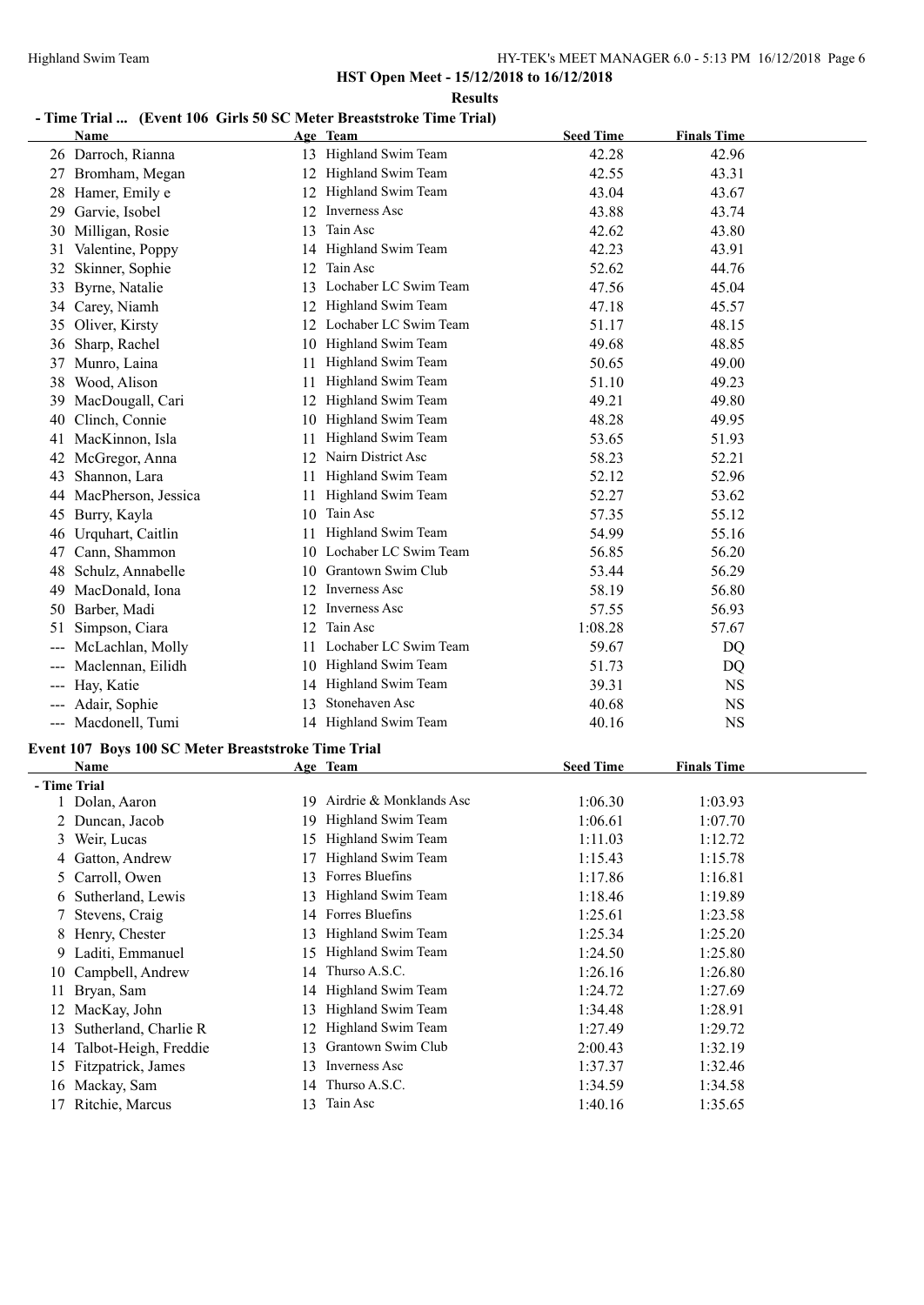**HST Open Meet - 15/12/2018 to 16/12/2018**

**Results**

### - Time Trial ... (Event 106 Girls 50 SC Meter Breaststroke Time Trial)

| | Name | Age | Team | Seed Time | Finals Time |
|---|---|---|---|---|---|
| 26 | Darroch, Rianna | 13 | Highland Swim Team | 42.28 | 42.96 |
| 27 | Bromham, Megan | 12 | Highland Swim Team | 42.55 | 43.31 |
| 28 | Hamer, Emily e | 12 | Highland Swim Team | 43.04 | 43.67 |
| 29 | Garvie, Isobel | 12 | Inverness Asc | 43.88 | 43.74 |
| 30 | Milligan, Rosie | 13 | Tain Asc | 42.62 | 43.80 |
| 31 | Valentine, Poppy | 14 | Highland Swim Team | 42.23 | 43.91 |
| 32 | Skinner, Sophie | 12 | Tain Asc | 52.62 | 44.76 |
| 33 | Byrne, Natalie | 13 | Lochaber LC Swim Team | 47.56 | 45.04 |
| 34 | Carey, Niamh | 12 | Highland Swim Team | 47.18 | 45.57 |
| 35 | Oliver, Kirsty | 12 | Lochaber LC Swim Team | 51.17 | 48.15 |
| 36 | Sharp, Rachel | 10 | Highland Swim Team | 49.68 | 48.85 |
| 37 | Munro, Laina | 11 | Highland Swim Team | 50.65 | 49.00 |
| 38 | Wood, Alison | 11 | Highland Swim Team | 51.10 | 49.23 |
| 39 | MacDougall, Cari | 12 | Highland Swim Team | 49.21 | 49.80 |
| 40 | Clinch, Connie | 10 | Highland Swim Team | 48.28 | 49.95 |
| 41 | MacKinnon, Isla | 11 | Highland Swim Team | 53.65 | 51.93 |
| 42 | McGregor, Anna | 12 | Nairn District Asc | 58.23 | 52.21 |
| 43 | Shannon, Lara | 11 | Highland Swim Team | 52.12 | 52.96 |
| 44 | MacPherson, Jessica | 11 | Highland Swim Team | 52.27 | 53.62 |
| 45 | Burry, Kayla | 10 | Tain Asc | 57.35 | 55.12 |
| 46 | Urquhart, Caitlin | 11 | Highland Swim Team | 54.99 | 55.16 |
| 47 | Cann, Shammon | 10 | Lochaber LC Swim Team | 56.85 | 56.20 |
| 48 | Schulz, Annabelle | 10 | Grantown Swim Club | 53.44 | 56.29 |
| 49 | MacDonald, Iona | 12 | Inverness Asc | 58.19 | 56.80 |
| 50 | Barber, Madi | 12 | Inverness Asc | 57.55 | 56.93 |
| 51 | Simpson, Ciara | 12 | Tain Asc | 1:08.28 | 57.67 |
| --- | McLachlan, Molly | 11 | Lochaber LC Swim Team | 59.67 | DQ |
| --- | Maclennan, Eilidh | 10 | Highland Swim Team | 51.73 | DQ |
| --- | Hay, Katie | 14 | Highland Swim Team | 39.31 | NS |
| --- | Adair, Sophie | 13 | Stonehaven Asc | 40.68 | NS |
| --- | Macdonell, Tumi | 14 | Highland Swim Team | 40.16 | NS |

### Event 107 Boys 100 SC Meter Breaststroke Time Trial

| | Name | Age | Team | Seed Time | Finals Time |
|---|---|---|---|---|---|
| **- Time Trial** | | | | | |
| 1 | Dolan, Aaron | 19 | Airdrie & Monklands Asc | 1:06.30 | 1:03.93 |
| 2 | Duncan, Jacob | 19 | Highland Swim Team | 1:06.61 | 1:07.70 |
| 3 | Weir, Lucas | 15 | Highland Swim Team | 1:11.03 | 1:12.72 |
| 4 | Gatton, Andrew | 17 | Highland Swim Team | 1:15.43 | 1:15.78 |
| 5 | Carroll, Owen | 13 | Forres Bluefins | 1:17.86 | 1:16.81 |
| 6 | Sutherland, Lewis | 13 | Highland Swim Team | 1:18.46 | 1:19.89 |
| 7 | Stevens, Craig | 14 | Forres Bluefins | 1:25.61 | 1:23.58 |
| 8 | Henry, Chester | 13 | Highland Swim Team | 1:25.34 | 1:25.20 |
| 9 | Laditi, Emmanuel | 15 | Highland Swim Team | 1:24.50 | 1:25.80 |
| 10 | Campbell, Andrew | 14 | Thurso A.S.C. | 1:26.16 | 1:26.80 |
| 11 | Bryan, Sam | 14 | Highland Swim Team | 1:24.72 | 1:27.69 |
| 12 | MacKay, John | 13 | Highland Swim Team | 1:34.48 | 1:28.91 |
| 13 | Sutherland, Charlie R | 12 | Highland Swim Team | 1:27.49 | 1:29.72 |
| 14 | Talbot-Heigh, Freddie | 13 | Grantown Swim Club | 2:00.43 | 1:32.19 |
| 15 | Fitzpatrick, James | 13 | Inverness Asc | 1:37.37 | 1:32.46 |
| 16 | Mackay, Sam | 14 | Thurso A.S.C. | 1:34.59 | 1:34.58 |
| 17 | Ritchie, Marcus | 13 | Tain Asc | 1:40.16 | 1:35.65 |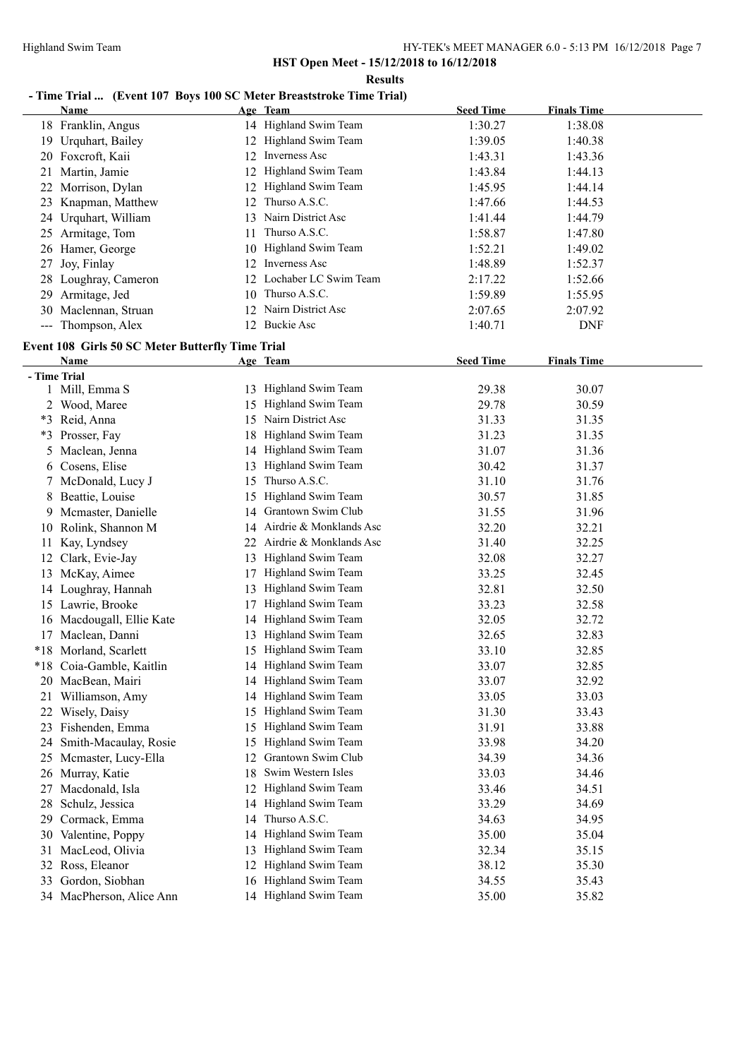HST Open Meet - 15/12/2018 to 16/12/2018

Results

## - Time Trial ... (Event 107 Boys 100 SC Meter Breaststroke Time Trial)

| | Name | Age | Team | Seed Time | Finals Time |
|---|---|---|---|---|---|
| 18 | Franklin, Angus | 14 | Highland Swim Team | 1:30.27 | 1:38.08 |
| 19 | Urquhart, Bailey | 12 | Highland Swim Team | 1:39.05 | 1:40.38 |
| 20 | Foxcroft, Kaii | 12 | Inverness Asc | 1:43.31 | 1:43.36 |
| 21 | Martin, Jamie | 12 | Highland Swim Team | 1:43.84 | 1:44.13 |
| 22 | Morrison, Dylan | 12 | Highland Swim Team | 1:45.95 | 1:44.14 |
| 23 | Knapman, Matthew | 12 | Thurso A.S.C. | 1:47.66 | 1:44.53 |
| 24 | Urquhart, William | 13 | Nairn District Asc | 1:41.44 | 1:44.79 |
| 25 | Armitage, Tom | 11 | Thurso A.S.C. | 1:58.87 | 1:47.80 |
| 26 | Hamer, George | 10 | Highland Swim Team | 1:52.21 | 1:49.02 |
| 27 | Joy, Finlay | 12 | Inverness Asc | 1:48.89 | 1:52.37 |
| 28 | Loughray, Cameron | 12 | Lochaber LC Swim Team | 2:17.22 | 1:52.66 |
| 29 | Armitage, Jed | 10 | Thurso A.S.C. | 1:59.89 | 1:55.95 |
| 30 | Maclennan, Struan | 12 | Nairn District Asc | 2:07.65 | 2:07.92 |
| --- | Thompson, Alex | 12 | Buckie Asc | 1:40.71 | DNF |

## Event 108 Girls 50 SC Meter Butterfly Time Trial

| | Name | Age | Team | Seed Time | Finals Time |
|---|---|---|---|---|---|
| - Time Trial | | | | | |
| 1 | Mill, Emma S | 13 | Highland Swim Team | 29.38 | 30.07 |
| 2 | Wood, Maree | 15 | Highland Swim Team | 29.78 | 30.59 |
| *3 | Reid, Anna | 15 | Nairn District Asc | 31.33 | 31.35 |
| *3 | Prosser, Fay | 18 | Highland Swim Team | 31.23 | 31.35 |
| 5 | Maclean, Jenna | 14 | Highland Swim Team | 31.07 | 31.36 |
| 6 | Cosens, Elise | 13 | Highland Swim Team | 30.42 | 31.37 |
| 7 | McDonald, Lucy J | 15 | Thurso A.S.C. | 31.10 | 31.76 |
| 8 | Beattie, Louise | 15 | Highland Swim Team | 30.57 | 31.85 |
| 9 | Mcmaster, Danielle | 14 | Grantown Swim Club | 31.55 | 31.96 |
| 10 | Rolink, Shannon M | 14 | Airdrie & Monklands Asc | 32.20 | 32.21 |
| 11 | Kay, Lyndsey | 22 | Airdrie & Monklands Asc | 31.40 | 32.25 |
| 12 | Clark, Evie-Jay | 13 | Highland Swim Team | 32.08 | 32.27 |
| 13 | McKay, Aimee | 17 | Highland Swim Team | 33.25 | 32.45 |
| 14 | Loughray, Hannah | 13 | Highland Swim Team | 32.81 | 32.50 |
| 15 | Lawrie, Brooke | 17 | Highland Swim Team | 33.23 | 32.58 |
| 16 | Macdougall, Ellie Kate | 14 | Highland Swim Team | 32.05 | 32.72 |
| 17 | Maclean, Danni | 13 | Highland Swim Team | 32.65 | 32.83 |
| *18 | Morland, Scarlett | 15 | Highland Swim Team | 33.10 | 32.85 |
| *18 | Coia-Gamble, Kaitlin | 14 | Highland Swim Team | 33.07 | 32.85 |
| 20 | MacBean, Mairi | 14 | Highland Swim Team | 33.07 | 32.92 |
| 21 | Williamson, Amy | 14 | Highland Swim Team | 33.05 | 33.03 |
| 22 | Wisely, Daisy | 15 | Highland Swim Team | 31.30 | 33.43 |
| 23 | Fishenden, Emma | 15 | Highland Swim Team | 31.91 | 33.88 |
| 24 | Smith-Macaulay, Rosie | 15 | Highland Swim Team | 33.98 | 34.20 |
| 25 | Mcmaster, Lucy-Ella | 12 | Grantown Swim Club | 34.39 | 34.36 |
| 26 | Murray, Katie | 18 | Swim Western Isles | 33.03 | 34.46 |
| 27 | Macdonald, Isla | 12 | Highland Swim Team | 33.46 | 34.51 |
| 28 | Schulz, Jessica | 14 | Highland Swim Team | 33.29 | 34.69 |
| 29 | Cormack, Emma | 14 | Thurso A.S.C. | 34.63 | 34.95 |
| 30 | Valentine, Poppy | 14 | Highland Swim Team | 35.00 | 35.04 |
| 31 | MacLeod, Olivia | 13 | Highland Swim Team | 32.34 | 35.15 |
| 32 | Ross, Eleanor | 12 | Highland Swim Team | 38.12 | 35.30 |
| 33 | Gordon, Siobhan | 16 | Highland Swim Team | 34.55 | 35.43 |
| 34 | MacPherson, Alice Ann | 14 | Highland Swim Team | 35.00 | 35.82 |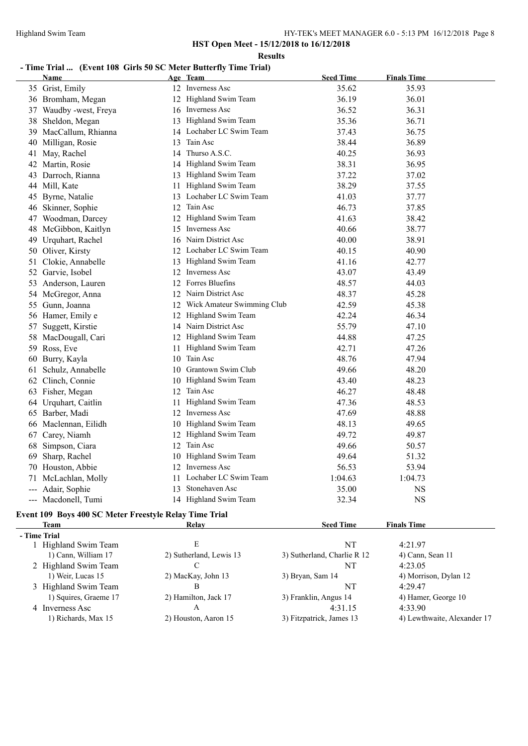**HST Open Meet - 15/12/2018 to 16/12/2018**

**Results**

## - Time Trial ... (Event 108 Girls 50 SC Meter Butterfly Time Trial)

| | Name | Age | Team | Seed Time | Finals Time |
|---|---|---|---|---|---|
| 35 | Grist, Emily | 12 | Inverness Asc | 35.62 | 35.93 |
| 36 | Bromham, Megan | 12 | Highland Swim Team | 36.19 | 36.01 |
| 37 | Waudby -west, Freya | 16 | Inverness Asc | 36.52 | 36.31 |
| 38 | Sheldon, Megan | 13 | Highland Swim Team | 35.36 | 36.71 |
| 39 | MacCallum, Rhianna | 14 | Lochaber LC Swim Team | 37.43 | 36.75 |
| 40 | Milligan, Rosie | 13 | Tain Asc | 38.44 | 36.89 |
| 41 | May, Rachel | 14 | Thurso A.S.C. | 40.25 | 36.93 |
| 42 | Martin, Rosie | 14 | Highland Swim Team | 38.31 | 36.95 |
| 43 | Darroch, Rianna | 13 | Highland Swim Team | 37.22 | 37.02 |
| 44 | Mill, Kate | 11 | Highland Swim Team | 38.29 | 37.55 |
| 45 | Byrne, Natalie | 13 | Lochaber LC Swim Team | 41.03 | 37.77 |
| 46 | Skinner, Sophie | 12 | Tain Asc | 46.73 | 37.85 |
| 47 | Woodman, Darcey | 12 | Highland Swim Team | 41.63 | 38.42 |
| 48 | McGibbon, Kaitlyn | 15 | Inverness Asc | 40.66 | 38.77 |
| 49 | Urquhart, Rachel | 16 | Nairn District Asc | 40.00 | 38.91 |
| 50 | Oliver, Kirsty | 12 | Lochaber LC Swim Team | 40.15 | 40.90 |
| 51 | Clokie, Annabelle | 13 | Highland Swim Team | 41.16 | 42.77 |
| 52 | Garvie, Isobel | 12 | Inverness Asc | 43.07 | 43.49 |
| 53 | Anderson, Lauren | 12 | Forres Bluefins | 48.57 | 44.03 |
| 54 | McGregor, Anna | 12 | Nairn District Asc | 48.37 | 45.28 |
| 55 | Gunn, Joanna | 12 | Wick Amateur Swimming Club | 42.59 | 45.38 |
| 56 | Hamer, Emily e | 12 | Highland Swim Team | 42.24 | 46.34 |
| 57 | Suggett, Kirstie | 14 | Nairn District Asc | 55.79 | 47.10 |
| 58 | MacDougall, Cari | 12 | Highland Swim Team | 44.88 | 47.25 |
| 59 | Ross, Eve | 11 | Highland Swim Team | 42.71 | 47.26 |
| 60 | Burry, Kayla | 10 | Tain Asc | 48.76 | 47.94 |
| 61 | Schulz, Annabelle | 10 | Grantown Swim Club | 49.66 | 48.20 |
| 62 | Clinch, Connie | 10 | Highland Swim Team | 43.40 | 48.23 |
| 63 | Fisher, Megan | 12 | Tain Asc | 46.27 | 48.48 |
| 64 | Urquhart, Caitlin | 11 | Highland Swim Team | 47.36 | 48.53 |
| 65 | Barber, Madi | 12 | Inverness Asc | 47.69 | 48.88 |
| 66 | Maclennan, Eilidh | 10 | Highland Swim Team | 48.13 | 49.65 |
| 67 | Carey, Niamh | 12 | Highland Swim Team | 49.72 | 49.87 |
| 68 | Simpson, Ciara | 12 | Tain Asc | 49.66 | 50.57 |
| 69 | Sharp, Rachel | 10 | Highland Swim Team | 49.64 | 51.32 |
| 70 | Houston, Abbie | 12 | Inverness Asc | 56.53 | 53.94 |
| 71 | McLachlan, Molly | 11 | Lochaber LC Swim Team | 1:04.63 | 1:04.73 |
| --- | Adair, Sophie | 13 | Stonehaven Asc | 35.00 | NS |
| --- | Macdonell, Tumi | 14 | Highland Swim Team | 32.34 | NS |

## Event 109 Boys 400 SC Meter Freestyle Relay Time Trial

| | Team | Relay | Seed Time | Finals Time |
|---|---|---|---|---|
| **- Time Trial** | | | | |
| 1 | Highland Swim Team | E | NT | 4:21.97 |
| | 1) Cann, William 17 | 2) Sutherland, Lewis 13 | 3) Sutherland, Charlie R 12 | 4) Cann, Sean 11 |
| 2 | Highland Swim Team | C | NT | 4:23.05 |
| | 1) Weir, Lucas 15 | 2) MacKay, John 13 | 3) Bryan, Sam 14 | 4) Morrison, Dylan 12 |
| 3 | Highland Swim Team | B | NT | 4:29.47 |
| | 1) Squires, Graeme 17 | 2) Hamilton, Jack 17 | 3) Franklin, Angus 14 | 4) Hamer, George 10 |
| 4 | Inverness Asc | A | 4:31.15 | 4:33.90 |
| | 1) Richards, Max 15 | 2) Houston, Aaron 15 | 3) Fitzpatrick, James 13 | 4) Lewthwaite, Alexander 17 |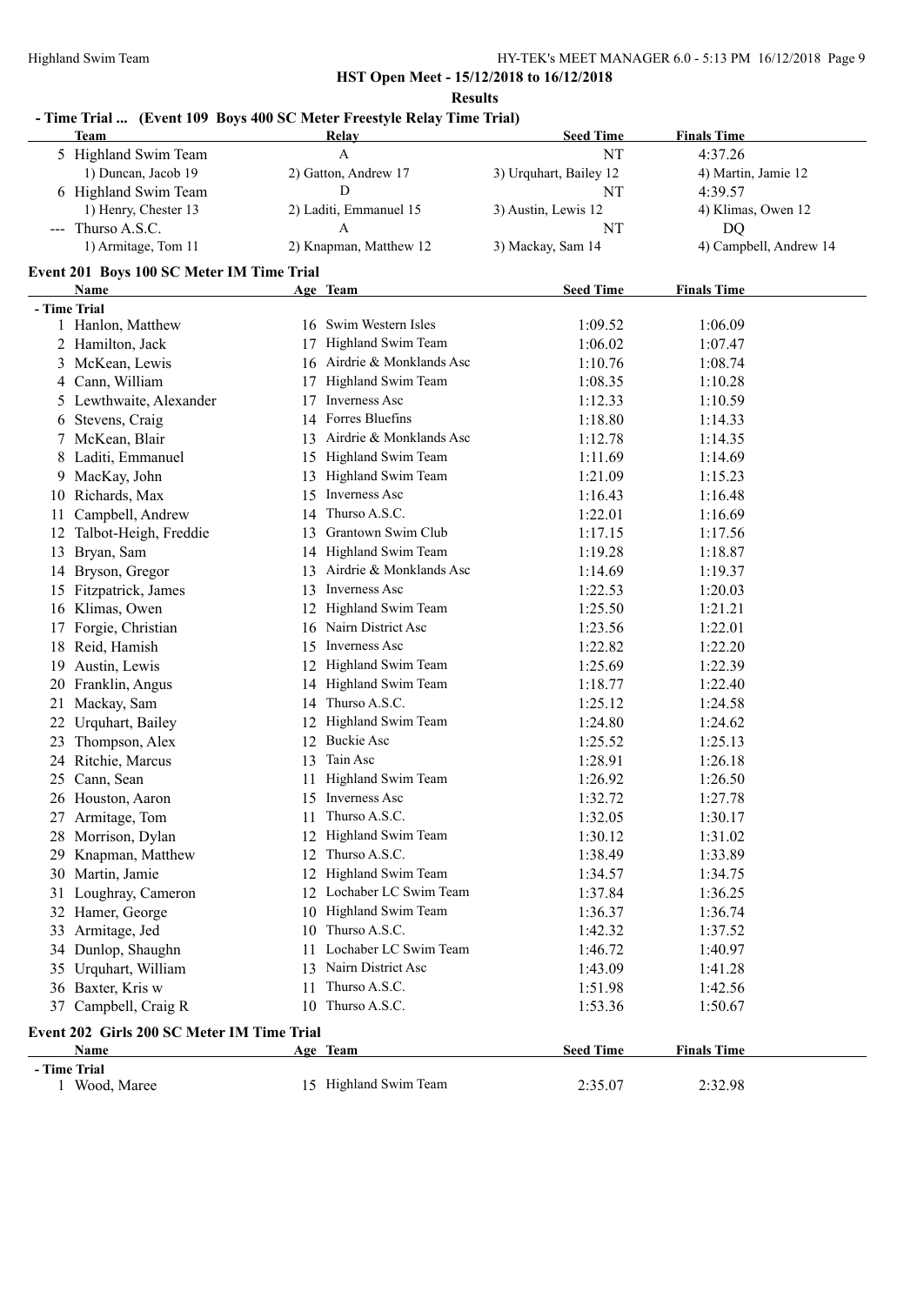**HST Open Meet - 15/12/2018 to 16/12/2018**

**Results**

## - Time Trial ... (Event 109 Boys 400 SC Meter Freestyle Relay Time Trial)

| Team | Relay | Seed Time | Finals Time |
|---|---|---|---|
| 5 Highland Swim Team | A | NT | 4:37.26 |
| 1) Duncan, Jacob 19 | 2) Gatton, Andrew 17 | 3) Urquhart, Bailey 12 | 4) Martin, Jamie 12 |
| 6 Highland Swim Team | D | NT | 4:39.57 |
| 1) Henry, Chester 13 | 2) Laditi, Emmanuel 15 | 3) Austin, Lewis 12 | 4) Klimas, Owen 12 |
| --- Thurso A.S.C. | A | NT | DQ |
| 1) Armitage, Tom 11 | 2) Knapman, Matthew 12 | 3) Mackay, Sam 14 | 4) Campbell, Andrew 14 |

## Event 201 Boys 100 SC Meter IM Time Trial

| Name | Age | Team | Seed Time | Finals Time |
|---|---|---|---|---|
| **- Time Trial** | | | | |
| 1 Hanlon, Matthew | 16 | Swim Western Isles | 1:09.52 | 1:06.09 |
| 2 Hamilton, Jack | 17 | Highland Swim Team | 1:06.02 | 1:07.47 |
| 3 McKean, Lewis | 16 | Airdrie & Monklands Asc | 1:10.76 | 1:08.74 |
| 4 Cann, William | 17 | Highland Swim Team | 1:08.35 | 1:10.28 |
| 5 Lewthwaite, Alexander | 17 | Inverness Asc | 1:12.33 | 1:10.59 |
| 6 Stevens, Craig | 14 | Forres Bluefins | 1:18.80 | 1:14.33 |
| 7 McKean, Blair | 13 | Airdrie & Monklands Asc | 1:12.78 | 1:14.35 |
| 8 Laditi, Emmanuel | 15 | Highland Swim Team | 1:11.69 | 1:14.69 |
| 9 MacKay, John | 13 | Highland Swim Team | 1:21.09 | 1:15.23 |
| 10 Richards, Max | 15 | Inverness Asc | 1:16.43 | 1:16.48 |
| 11 Campbell, Andrew | 14 | Thurso A.S.C. | 1:22.01 | 1:16.69 |
| 12 Talbot-Heigh, Freddie | 13 | Grantown Swim Club | 1:17.15 | 1:17.56 |
| 13 Bryan, Sam | 14 | Highland Swim Team | 1:19.28 | 1:18.87 |
| 14 Bryson, Gregor | 13 | Airdrie & Monklands Asc | 1:14.69 | 1:19.37 |
| 15 Fitzpatrick, James | 13 | Inverness Asc | 1:22.53 | 1:20.03 |
| 16 Klimas, Owen | 12 | Highland Swim Team | 1:25.50 | 1:21.21 |
| 17 Forgie, Christian | 16 | Nairn District Asc | 1:23.56 | 1:22.01 |
| 18 Reid, Hamish | 15 | Inverness Asc | 1:22.82 | 1:22.20 |
| 19 Austin, Lewis | 12 | Highland Swim Team | 1:25.69 | 1:22.39 |
| 20 Franklin, Angus | 14 | Highland Swim Team | 1:18.77 | 1:22.40 |
| 21 Mackay, Sam | 14 | Thurso A.S.C. | 1:25.12 | 1:24.58 |
| 22 Urquhart, Bailey | 12 | Highland Swim Team | 1:24.80 | 1:24.62 |
| 23 Thompson, Alex | 12 | Buckie Asc | 1:25.52 | 1:25.13 |
| 24 Ritchie, Marcus | 13 | Tain Asc | 1:28.91 | 1:26.18 |
| 25 Cann, Sean | 11 | Highland Swim Team | 1:26.92 | 1:26.50 |
| 26 Houston, Aaron | 15 | Inverness Asc | 1:32.72 | 1:27.78 |
| 27 Armitage, Tom | 11 | Thurso A.S.C. | 1:32.05 | 1:30.17 |
| 28 Morrison, Dylan | 12 | Highland Swim Team | 1:30.12 | 1:31.02 |
| 29 Knapman, Matthew | 12 | Thurso A.S.C. | 1:38.49 | 1:33.89 |
| 30 Martin, Jamie | 12 | Highland Swim Team | 1:34.57 | 1:34.75 |
| 31 Loughray, Cameron | 12 | Lochaber LC Swim Team | 1:37.84 | 1:36.25 |
| 32 Hamer, George | 10 | Highland Swim Team | 1:36.37 | 1:36.74 |
| 33 Armitage, Jed | 10 | Thurso A.S.C. | 1:42.32 | 1:37.52 |
| 34 Dunlop, Shaughn | 11 | Lochaber LC Swim Team | 1:46.72 | 1:40.97 |
| 35 Urquhart, William | 13 | Nairn District Asc | 1:43.09 | 1:41.28 |
| 36 Baxter, Kris w | 11 | Thurso A.S.C. | 1:51.98 | 1:42.56 |
| 37 Campbell, Craig R | 10 | Thurso A.S.C. | 1:53.36 | 1:50.67 |

## Event 202 Girls 200 SC Meter IM Time Trial

| Name | Age | Team | Seed Time | Finals Time |
|---|---|---|---|---|
| **- Time Trial** | | | | |
| 1 Wood, Maree | 15 | Highland Swim Team | 2:35.07 | 2:32.98 |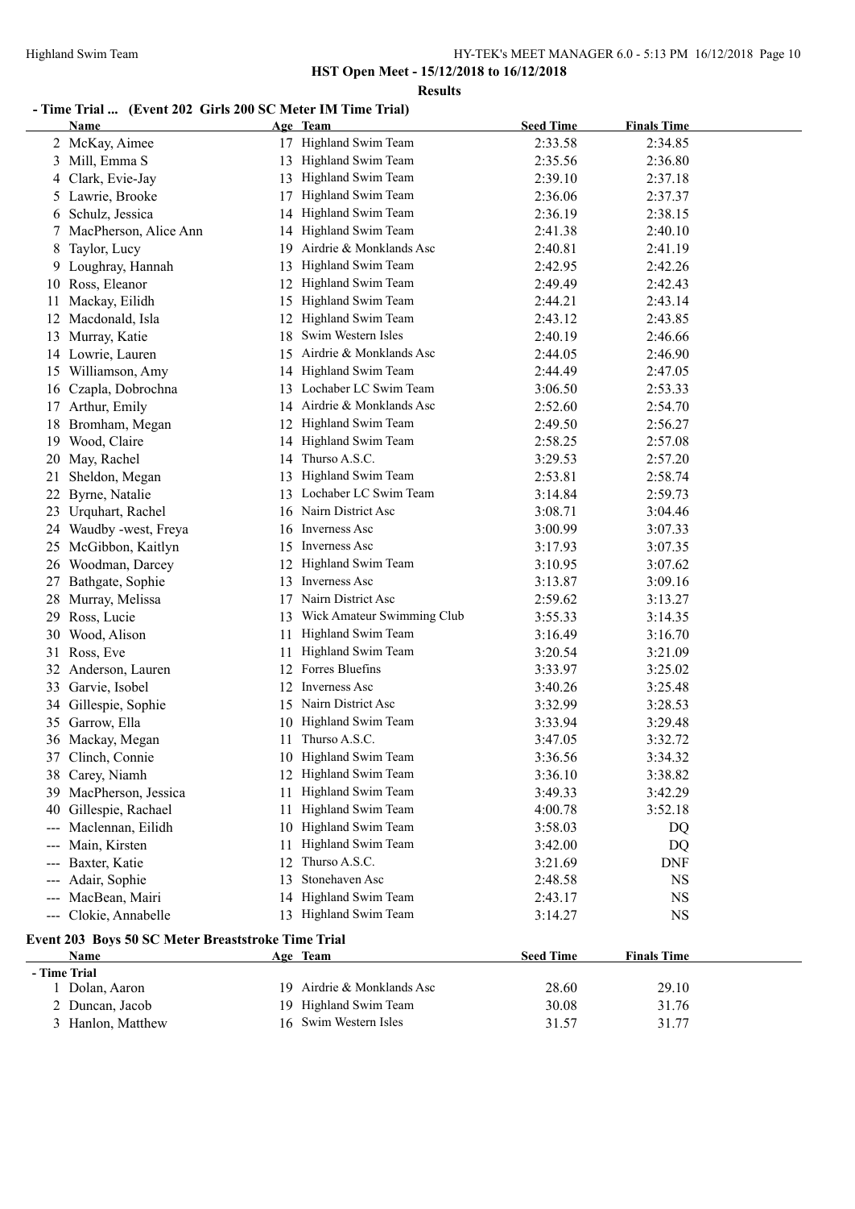**HST Open Meet - 15/12/2018 to 16/12/2018**

**Results**

### - Time Trial ... (Event 202 Girls 200 SC Meter IM Time Trial)

| | Name | Age | Team | Seed Time | Finals Time |
|---|---|---|---|---|---|
| 2 | McKay, Aimee | 17 | Highland Swim Team | 2:33.58 | 2:34.85 |
| 3 | Mill, Emma S | 13 | Highland Swim Team | 2:35.56 | 2:36.80 |
| 4 | Clark, Evie-Jay | 13 | Highland Swim Team | 2:39.10 | 2:37.18 |
| 5 | Lawrie, Brooke | 17 | Highland Swim Team | 2:36.06 | 2:37.37 |
| 6 | Schulz, Jessica | 14 | Highland Swim Team | 2:36.19 | 2:38.15 |
| 7 | MacPherson, Alice Ann | 14 | Highland Swim Team | 2:41.38 | 2:40.10 |
| 8 | Taylor, Lucy | 19 | Airdrie & Monklands Asc | 2:40.81 | 2:41.19 |
| 9 | Loughray, Hannah | 13 | Highland Swim Team | 2:42.95 | 2:42.26 |
| 10 | Ross, Eleanor | 12 | Highland Swim Team | 2:49.49 | 2:42.43 |
| 11 | Mackay, Eilidh | 15 | Highland Swim Team | 2:44.21 | 2:43.14 |
| 12 | Macdonald, Isla | 12 | Highland Swim Team | 2:43.12 | 2:43.85 |
| 13 | Murray, Katie | 18 | Swim Western Isles | 2:40.19 | 2:46.66 |
| 14 | Lowrie, Lauren | 15 | Airdrie & Monklands Asc | 2:44.05 | 2:46.90 |
| 15 | Williamson, Amy | 14 | Highland Swim Team | 2:44.49 | 2:47.05 |
| 16 | Czapla, Dobrochna | 13 | Lochaber LC Swim Team | 3:06.50 | 2:53.33 |
| 17 | Arthur, Emily | 14 | Airdrie & Monklands Asc | 2:52.60 | 2:54.70 |
| 18 | Bromham, Megan | 12 | Highland Swim Team | 2:49.50 | 2:56.27 |
| 19 | Wood, Claire | 14 | Highland Swim Team | 2:58.25 | 2:57.08 |
| 20 | May, Rachel | 14 | Thurso A.S.C. | 3:29.53 | 2:57.20 |
| 21 | Sheldon, Megan | 13 | Highland Swim Team | 2:53.81 | 2:58.74 |
| 22 | Byrne, Natalie | 13 | Lochaber LC Swim Team | 3:14.84 | 2:59.73 |
| 23 | Urquhart, Rachel | 16 | Nairn District Asc | 3:08.71 | 3:04.46 |
| 24 | Waudby -west, Freya | 16 | Inverness Asc | 3:00.99 | 3:07.33 |
| 25 | McGibbon, Kaitlyn | 15 | Inverness Asc | 3:17.93 | 3:07.35 |
| 26 | Woodman, Darcey | 12 | Highland Swim Team | 3:10.95 | 3:07.62 |
| 27 | Bathgate, Sophie | 13 | Inverness Asc | 3:13.87 | 3:09.16 |
| 28 | Murray, Melissa | 17 | Nairn District Asc | 2:59.62 | 3:13.27 |
| 29 | Ross, Lucie | 13 | Wick Amateur Swimming Club | 3:55.33 | 3:14.35 |
| 30 | Wood, Alison | 11 | Highland Swim Team | 3:16.49 | 3:16.70 |
| 31 | Ross, Eve | 11 | Highland Swim Team | 3:20.54 | 3:21.09 |
| 32 | Anderson, Lauren | 12 | Forres Bluefins | 3:33.97 | 3:25.02 |
| 33 | Garvie, Isobel | 12 | Inverness Asc | 3:40.26 | 3:25.48 |
| 34 | Gillespie, Sophie | 15 | Nairn District Asc | 3:32.99 | 3:28.53 |
| 35 | Garrow, Ella | 10 | Highland Swim Team | 3:33.94 | 3:29.48 |
| 36 | Mackay, Megan | 11 | Thurso A.S.C. | 3:47.05 | 3:32.72 |
| 37 | Clinch, Connie | 10 | Highland Swim Team | 3:36.56 | 3:34.32 |
| 38 | Carey, Niamh | 12 | Highland Swim Team | 3:36.10 | 3:38.82 |
| 39 | MacPherson, Jessica | 11 | Highland Swim Team | 3:49.33 | 3:42.29 |
| 40 | Gillespie, Rachael | 11 | Highland Swim Team | 4:00.78 | 3:52.18 |
| --- | Maclennan, Eilidh | 10 | Highland Swim Team | 3:58.03 | DQ |
| --- | Main, Kirsten | 11 | Highland Swim Team | 3:42.00 | DQ |
| --- | Baxter, Katie | 12 | Thurso A.S.C. | 3:21.69 | DNF |
| --- | Adair, Sophie | 13 | Stonehaven Asc | 2:48.58 | NS |
| --- | MacBean, Mairi | 14 | Highland Swim Team | 2:43.17 | NS |
| --- | Clokie, Annabelle | 13 | Highland Swim Team | 3:14.27 | NS |

### Event 203 Boys 50 SC Meter Breaststroke Time Trial

| | Name | Age | Team | Seed Time | Finals Time |
|---|---|---|---|---|---|
| **- Time Trial** | | | | | |
| 1 | Dolan, Aaron | 19 | Airdrie & Monklands Asc | 28.60 | 29.10 |
| 2 | Duncan, Jacob | 19 | Highland Swim Team | 30.08 | 31.76 |
| 3 | Hanlon, Matthew | 16 | Swim Western Isles | 31.57 | 31.77 |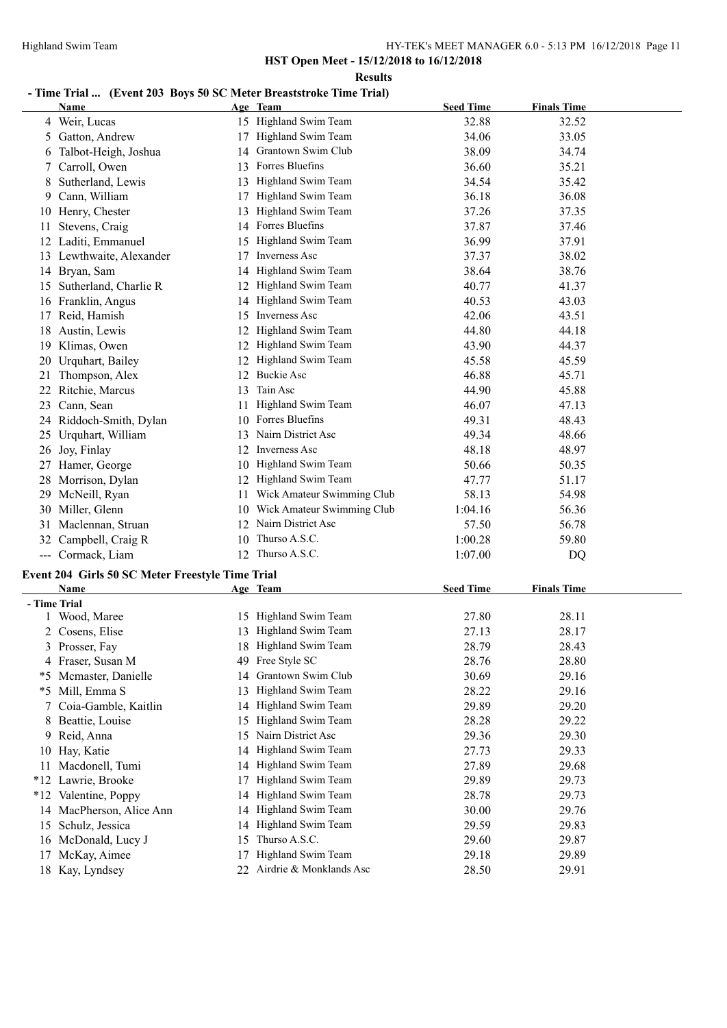**HST Open Meet - 15/12/2018 to 16/12/2018**

**Results**

## - Time Trial ... (Event 203 Boys 50 SC Meter Breaststroke Time Trial)

| | Name | Age | Team | Seed Time | Finals Time |
|---|---|---|---|---|---|
| 4 | Weir, Lucas | 15 | Highland Swim Team | 32.88 | 32.52 |
| 5 | Gatton, Andrew | 17 | Highland Swim Team | 34.06 | 33.05 |
| 6 | Talbot-Heigh, Joshua | 14 | Grantown Swim Club | 38.09 | 34.74 |
| 7 | Carroll, Owen | 13 | Forres Bluefins | 36.60 | 35.21 |
| 8 | Sutherland, Lewis | 13 | Highland Swim Team | 34.54 | 35.42 |
| 9 | Cann, William | 17 | Highland Swim Team | 36.18 | 36.08 |
| 10 | Henry, Chester | 13 | Highland Swim Team | 37.26 | 37.35 |
| 11 | Stevens, Craig | 14 | Forres Bluefins | 37.87 | 37.46 |
| 12 | Laditi, Emmanuel | 15 | Highland Swim Team | 36.99 | 37.91 |
| 13 | Lewthwaite, Alexander | 17 | Inverness Asc | 37.37 | 38.02 |
| 14 | Bryan, Sam | 14 | Highland Swim Team | 38.64 | 38.76 |
| 15 | Sutherland, Charlie R | 12 | Highland Swim Team | 40.77 | 41.37 |
| 16 | Franklin, Angus | 14 | Highland Swim Team | 40.53 | 43.03 |
| 17 | Reid, Hamish | 15 | Inverness Asc | 42.06 | 43.51 |
| 18 | Austin, Lewis | 12 | Highland Swim Team | 44.80 | 44.18 |
| 19 | Klimas, Owen | 12 | Highland Swim Team | 43.90 | 44.37 |
| 20 | Urquhart, Bailey | 12 | Highland Swim Team | 45.58 | 45.59 |
| 21 | Thompson, Alex | 12 | Buckie Asc | 46.88 | 45.71 |
| 22 | Ritchie, Marcus | 13 | Tain Asc | 44.90 | 45.88 |
| 23 | Cann, Sean | 11 | Highland Swim Team | 46.07 | 47.13 |
| 24 | Riddoch-Smith, Dylan | 10 | Forres Bluefins | 49.31 | 48.43 |
| 25 | Urquhart, William | 13 | Nairn District Asc | 49.34 | 48.66 |
| 26 | Joy, Finlay | 12 | Inverness Asc | 48.18 | 48.97 |
| 27 | Hamer, George | 10 | Highland Swim Team | 50.66 | 50.35 |
| 28 | Morrison, Dylan | 12 | Highland Swim Team | 47.77 | 51.17 |
| 29 | McNeill, Ryan | 11 | Wick Amateur Swimming Club | 58.13 | 54.98 |
| 30 | Miller, Glenn | 10 | Wick Amateur Swimming Club | 1:04.16 | 56.36 |
| 31 | Maclennan, Struan | 12 | Nairn District Asc | 57.50 | 56.78 |
| 32 | Campbell, Craig R | 10 | Thurso A.S.C. | 1:00.28 | 59.80 |
| --- | Cormack, Liam | 12 | Thurso A.S.C. | 1:07.00 | DQ |

## Event 204 Girls 50 SC Meter Freestyle Time Trial

| | Name | Age | Team | Seed Time | Finals Time |
|---|---|---|---|---|---|
| **- Time Trial** | | | | | |
| 1 | Wood, Maree | 15 | Highland Swim Team | 27.80 | 28.11 |
| 2 | Cosens, Elise | 13 | Highland Swim Team | 27.13 | 28.17 |
| 3 | Prosser, Fay | 18 | Highland Swim Team | 28.79 | 28.43 |
| 4 | Fraser, Susan M | 49 | Free Style SC | 28.76 | 28.80 |
| *5 | Mcmaster, Danielle | 14 | Grantown Swim Club | 30.69 | 29.16 |
| *5 | Mill, Emma S | 13 | Highland Swim Team | 28.22 | 29.16 |
| 7 | Coia-Gamble, Kaitlin | 14 | Highland Swim Team | 29.89 | 29.20 |
| 8 | Beattie, Louise | 15 | Highland Swim Team | 28.28 | 29.22 |
| 9 | Reid, Anna | 15 | Nairn District Asc | 29.36 | 29.30 |
| 10 | Hay, Katie | 14 | Highland Swim Team | 27.73 | 29.33 |
| 11 | Macdonell, Tumi | 14 | Highland Swim Team | 27.89 | 29.68 |
| *12 | Lawrie, Brooke | 17 | Highland Swim Team | 29.89 | 29.73 |
| *12 | Valentine, Poppy | 14 | Highland Swim Team | 28.78 | 29.73 |
| 14 | MacPherson, Alice Ann | 14 | Highland Swim Team | 30.00 | 29.76 |
| 15 | Schulz, Jessica | 14 | Highland Swim Team | 29.59 | 29.83 |
| 16 | McDonald, Lucy J | 15 | Thurso A.S.C. | 29.60 | 29.87 |
| 17 | McKay, Aimee | 17 | Highland Swim Team | 29.18 | 29.89 |
| 18 | Kay, Lyndsey | 22 | Airdrie & Monklands Asc | 28.50 | 29.91 |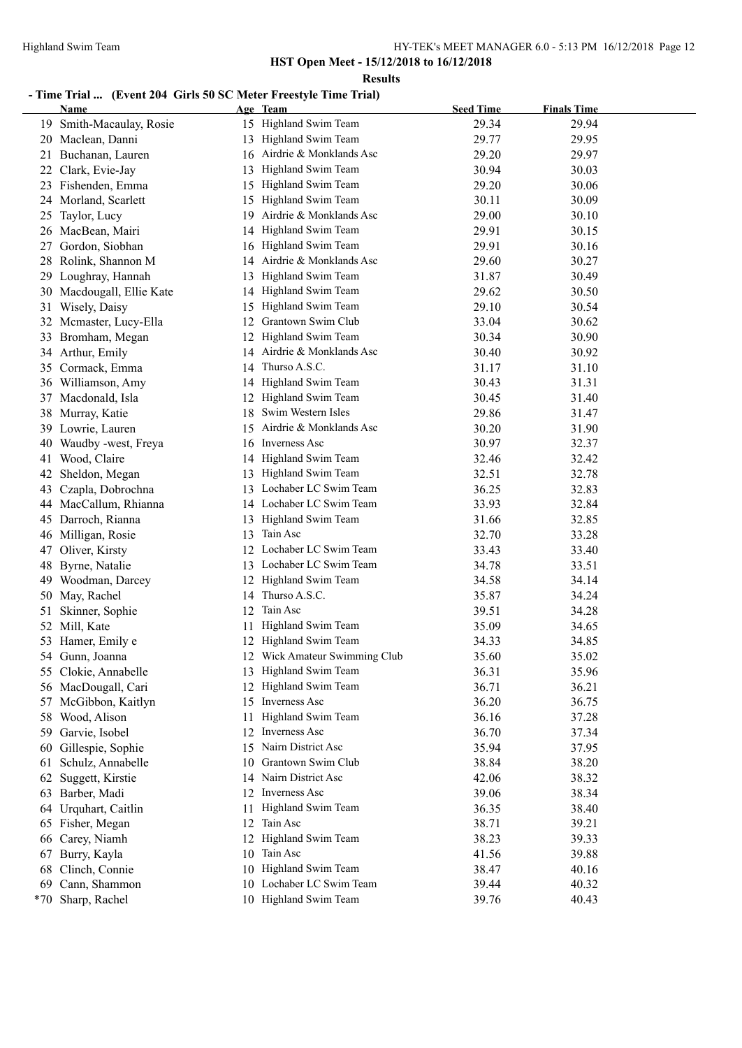**HST Open Meet - 15/12/2018 to 16/12/2018**

**Results**

## - Time Trial ... (Event 204 Girls 50 SC Meter Freestyle Time Trial)

| | Name | Age | Team | Seed Time | Finals Time |
|---|---|---|---|---|---|
| 19 | Smith-Macaulay, Rosie | 15 | Highland Swim Team | 29.34 | 29.94 |
| 20 | Maclean, Danni | 13 | Highland Swim Team | 29.77 | 29.95 |
| 21 | Buchanan, Lauren | 16 | Airdrie & Monklands Asc | 29.20 | 29.97 |
| 22 | Clark, Evie-Jay | 13 | Highland Swim Team | 30.94 | 30.03 |
| 23 | Fishenden, Emma | 15 | Highland Swim Team | 29.20 | 30.06 |
| 24 | Morland, Scarlett | 15 | Highland Swim Team | 30.11 | 30.09 |
| 25 | Taylor, Lucy | 19 | Airdrie & Monklands Asc | 29.00 | 30.10 |
| 26 | MacBean, Mairi | 14 | Highland Swim Team | 29.91 | 30.15 |
| 27 | Gordon, Siobhan | 16 | Highland Swim Team | 29.91 | 30.16 |
| 28 | Rolink, Shannon M | 14 | Airdrie & Monklands Asc | 29.60 | 30.27 |
| 29 | Loughray, Hannah | 13 | Highland Swim Team | 31.87 | 30.49 |
| 30 | Macdougall, Ellie Kate | 14 | Highland Swim Team | 29.62 | 30.50 |
| 31 | Wisely, Daisy | 15 | Highland Swim Team | 29.10 | 30.54 |
| 32 | Mcmaster, Lucy-Ella | 12 | Grantown Swim Club | 33.04 | 30.62 |
| 33 | Bromham, Megan | 12 | Highland Swim Team | 30.34 | 30.90 |
| 34 | Arthur, Emily | 14 | Airdrie & Monklands Asc | 30.40 | 30.92 |
| 35 | Cormack, Emma | 14 | Thurso A.S.C. | 31.17 | 31.10 |
| 36 | Williamson, Amy | 14 | Highland Swim Team | 30.43 | 31.31 |
| 37 | Macdonald, Isla | 12 | Highland Swim Team | 30.45 | 31.40 |
| 38 | Murray, Katie | 18 | Swim Western Isles | 29.86 | 31.47 |
| 39 | Lowrie, Lauren | 15 | Airdrie & Monklands Asc | 30.20 | 31.90 |
| 40 | Waudby -west, Freya | 16 | Inverness Asc | 30.97 | 32.37 |
| 41 | Wood, Claire | 14 | Highland Swim Team | 32.46 | 32.42 |
| 42 | Sheldon, Megan | 13 | Highland Swim Team | 32.51 | 32.78 |
| 43 | Czapla, Dobrochna | 13 | Lochaber LC Swim Team | 36.25 | 32.83 |
| 44 | MacCallum, Rhianna | 14 | Lochaber LC Swim Team | 33.93 | 32.84 |
| 45 | Darroch, Rianna | 13 | Highland Swim Team | 31.66 | 32.85 |
| 46 | Milligan, Rosie | 13 | Tain Asc | 32.70 | 33.28 |
| 47 | Oliver, Kirsty | 12 | Lochaber LC Swim Team | 33.43 | 33.40 |
| 48 | Byrne, Natalie | 13 | Lochaber LC Swim Team | 34.78 | 33.51 |
| 49 | Woodman, Darcey | 12 | Highland Swim Team | 34.58 | 34.14 |
| 50 | May, Rachel | 14 | Thurso A.S.C. | 35.87 | 34.24 |
| 51 | Skinner, Sophie | 12 | Tain Asc | 39.51 | 34.28 |
| 52 | Mill, Kate | 11 | Highland Swim Team | 35.09 | 34.65 |
| 53 | Hamer, Emily e | 12 | Highland Swim Team | 34.33 | 34.85 |
| 54 | Gunn, Joanna | 12 | Wick Amateur Swimming Club | 35.60 | 35.02 |
| 55 | Clokie, Annabelle | 13 | Highland Swim Team | 36.31 | 35.96 |
| 56 | MacDougall, Cari | 12 | Highland Swim Team | 36.71 | 36.21 |
| 57 | McGibbon, Kaitlyn | 15 | Inverness Asc | 36.20 | 36.75 |
| 58 | Wood, Alison | 11 | Highland Swim Team | 36.16 | 37.28 |
| 59 | Garvie, Isobel | 12 | Inverness Asc | 36.70 | 37.34 |
| 60 | Gillespie, Sophie | 15 | Nairn District Asc | 35.94 | 37.95 |
| 61 | Schulz, Annabelle | 10 | Grantown Swim Club | 38.84 | 38.20 |
| 62 | Suggett, Kirstie | 14 | Nairn District Asc | 42.06 | 38.32 |
| 63 | Barber, Madi | 12 | Inverness Asc | 39.06 | 38.34 |
| 64 | Urquhart, Caitlin | 11 | Highland Swim Team | 36.35 | 38.40 |
| 65 | Fisher, Megan | 12 | Tain Asc | 38.71 | 39.21 |
| 66 | Carey, Niamh | 12 | Highland Swim Team | 38.23 | 39.33 |
| 67 | Burry, Kayla | 10 | Tain Asc | 41.56 | 39.88 |
| 68 | Clinch, Connie | 10 | Highland Swim Team | 38.47 | 40.16 |
| 69 | Cann, Shammon | 10 | Lochaber LC Swim Team | 39.44 | 40.32 |
| *70 | Sharp, Rachel | 10 | Highland Swim Team | 39.76 | 40.43 |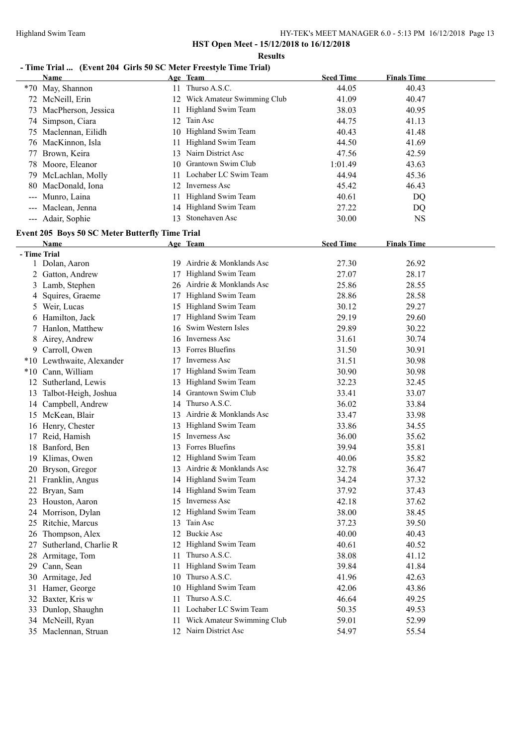**HST Open Meet - 15/12/2018 to 16/12/2018**

**Results**

## - Time Trial ... (Event 204 Girls 50 SC Meter Freestyle Time Trial)

| | Name | Age | Team | Seed Time | Finals Time |
|---|---|---|---|---|---|
| *70 | May, Shannon | 11 | Thurso A.S.C. | 44.05 | 40.43 |
| 72 | McNeill, Erin | 12 | Wick Amateur Swimming Club | 41.09 | 40.47 |
| 73 | MacPherson, Jessica | 11 | Highland Swim Team | 38.03 | 40.95 |
| 74 | Simpson, Ciara | 12 | Tain Asc | 44.75 | 41.13 |
| 75 | Maclennan, Eilidh | 10 | Highland Swim Team | 40.43 | 41.48 |
| 76 | MacKinnon, Isla | 11 | Highland Swim Team | 44.50 | 41.69 |
| 77 | Brown, Keira | 13 | Nairn District Asc | 47.56 | 42.59 |
| 78 | Moore, Eleanor | 10 | Grantown Swim Club | 1:01.49 | 43.63 |
| 79 | McLachlan, Molly | 11 | Lochaber LC Swim Team | 44.94 | 45.36 |
| 80 | MacDonald, Iona | 12 | Inverness Asc | 45.42 | 46.43 |
| --- | Munro, Laina | 11 | Highland Swim Team | 40.61 | DQ |
| --- | Maclean, Jenna | 14 | Highland Swim Team | 27.22 | DQ |
| --- | Adair, Sophie | 13 | Stonehaven Asc | 30.00 | NS |

## Event 205 Boys 50 SC Meter Butterfly Time Trial

**- Time Trial**

| | Name | Age | Team | Seed Time | Finals Time |
|---|---|---|---|---|---|
| 1 | Dolan, Aaron | 19 | Airdrie & Monklands Asc | 27.30 | 26.92 |
| 2 | Gatton, Andrew | 17 | Highland Swim Team | 27.07 | 28.17 |
| 3 | Lamb, Stephen | 26 | Airdrie & Monklands Asc | 25.86 | 28.55 |
| 4 | Squires, Graeme | 17 | Highland Swim Team | 28.86 | 28.58 |
| 5 | Weir, Lucas | 15 | Highland Swim Team | 30.12 | 29.27 |
| 6 | Hamilton, Jack | 17 | Highland Swim Team | 29.19 | 29.60 |
| 7 | Hanlon, Matthew | 16 | Swim Western Isles | 29.89 | 30.22 |
| 8 | Airey, Andrew | 16 | Inverness Asc | 31.61 | 30.74 |
| 9 | Carroll, Owen | 13 | Forres Bluefins | 31.50 | 30.91 |
| *10 | Lewthwaite, Alexander | 17 | Inverness Asc | 31.51 | 30.98 |
| *10 | Cann, William | 17 | Highland Swim Team | 30.90 | 30.98 |
| 12 | Sutherland, Lewis | 13 | Highland Swim Team | 32.23 | 32.45 |
| 13 | Talbot-Heigh, Joshua | 14 | Grantown Swim Club | 33.41 | 33.07 |
| 14 | Campbell, Andrew | 14 | Thurso A.S.C. | 36.02 | 33.84 |
| 15 | McKean, Blair | 13 | Airdrie & Monklands Asc | 33.47 | 33.98 |
| 16 | Henry, Chester | 13 | Highland Swim Team | 33.86 | 34.55 |
| 17 | Reid, Hamish | 15 | Inverness Asc | 36.00 | 35.62 |
| 18 | Banford, Ben | 13 | Forres Bluefins | 39.94 | 35.81 |
| 19 | Klimas, Owen | 12 | Highland Swim Team | 40.06 | 35.82 |
| 20 | Bryson, Gregor | 13 | Airdrie & Monklands Asc | 32.78 | 36.47 |
| 21 | Franklin, Angus | 14 | Highland Swim Team | 34.24 | 37.32 |
| 22 | Bryan, Sam | 14 | Highland Swim Team | 37.92 | 37.43 |
| 23 | Houston, Aaron | 15 | Inverness Asc | 42.18 | 37.62 |
| 24 | Morrison, Dylan | 12 | Highland Swim Team | 38.00 | 38.45 |
| 25 | Ritchie, Marcus | 13 | Tain Asc | 37.23 | 39.50 |
| 26 | Thompson, Alex | 12 | Buckie Asc | 40.00 | 40.43 |
| 27 | Sutherland, Charlie R | 12 | Highland Swim Team | 40.61 | 40.52 |
| 28 | Armitage, Tom | 11 | Thurso A.S.C. | 38.08 | 41.12 |
| 29 | Cann, Sean | 11 | Highland Swim Team | 39.84 | 41.84 |
| 30 | Armitage, Jed | 10 | Thurso A.S.C. | 41.96 | 42.63 |
| 31 | Hamer, George | 10 | Highland Swim Team | 42.06 | 43.86 |
| 32 | Baxter, Kris w | 11 | Thurso A.S.C. | 46.64 | 49.25 |
| 33 | Dunlop, Shaughn | 11 | Lochaber LC Swim Team | 50.35 | 49.53 |
| 34 | McNeill, Ryan | 11 | Wick Amateur Swimming Club | 59.01 | 52.99 |
| 35 | Maclennan, Struan | 12 | Nairn District Asc | 54.97 | 55.54 |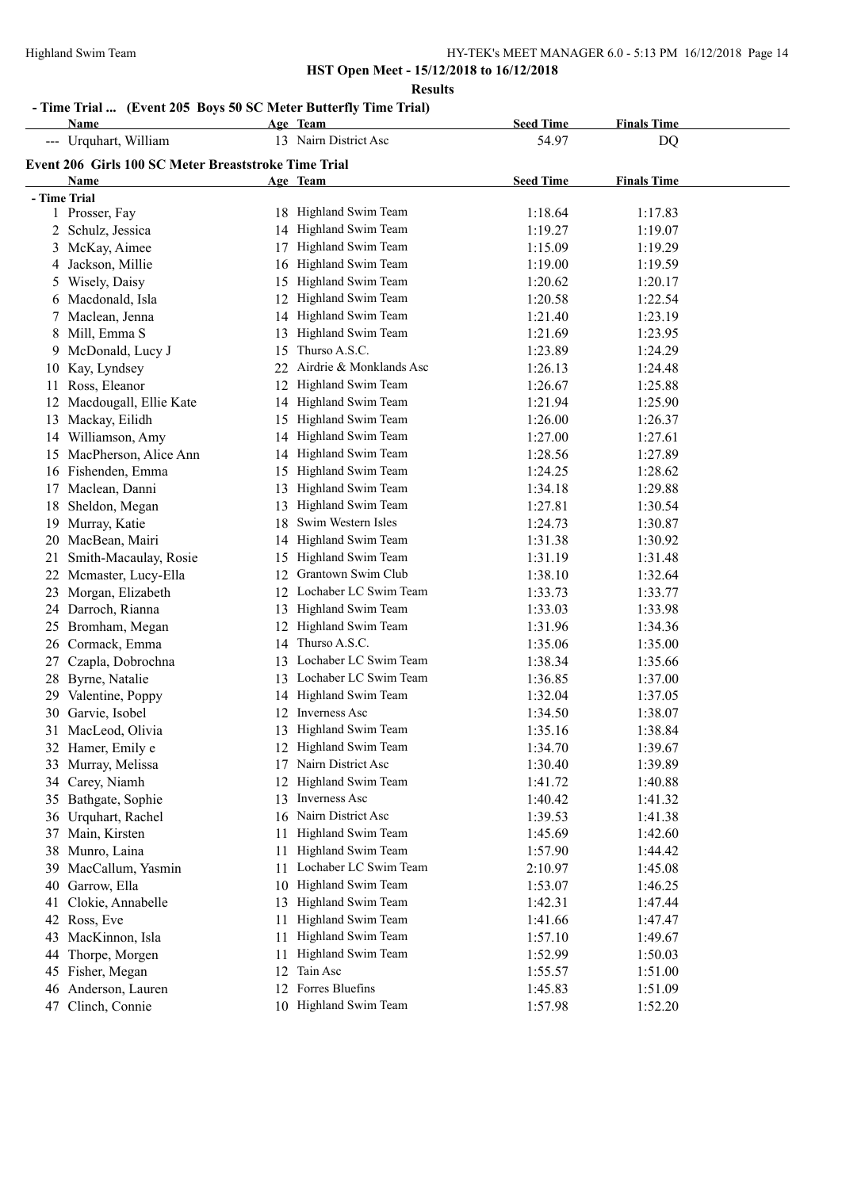## HST Open Meet - 15/12/2018 to 16/12/2018

### Results

**- Time Trial ... (Event 205 Boys 50 SC Meter Butterfly Time Trial)**

| | Name | Age | Team | Seed Time | Finals Time |
|---|---|---|---|---|---|
| --- | Urquhart, William | 13 | Nairn District Asc | 54.97 | DQ |

**Event 206 Girls 100 SC Meter Breaststroke Time Trial**

| | Name | Age | Team | Seed Time | Finals Time |
|---|---|---|---|---|---|
| **- Time Trial** | | | | | |
| 1 | Prosser, Fay | 18 | Highland Swim Team | 1:18.64 | 1:17.83 |
| 2 | Schulz, Jessica | 14 | Highland Swim Team | 1:19.27 | 1:19.07 |
| 3 | McKay, Aimee | 17 | Highland Swim Team | 1:15.09 | 1:19.29 |
| 4 | Jackson, Millie | 16 | Highland Swim Team | 1:19.00 | 1:19.59 |
| 5 | Wisely, Daisy | 15 | Highland Swim Team | 1:20.62 | 1:20.17 |
| 6 | Macdonald, Isla | 12 | Highland Swim Team | 1:20.58 | 1:22.54 |
| 7 | Maclean, Jenna | 14 | Highland Swim Team | 1:21.40 | 1:23.19 |
| 8 | Mill, Emma S | 13 | Highland Swim Team | 1:21.69 | 1:23.95 |
| 9 | McDonald, Lucy J | 15 | Thurso A.S.C. | 1:23.89 | 1:24.29 |
| 10 | Kay, Lyndsey | 22 | Airdrie & Monklands Asc | 1:26.13 | 1:24.48 |
| 11 | Ross, Eleanor | 12 | Highland Swim Team | 1:26.67 | 1:25.88 |
| 12 | Macdougall, Ellie Kate | 14 | Highland Swim Team | 1:21.94 | 1:25.90 |
| 13 | Mackay, Eilidh | 15 | Highland Swim Team | 1:26.00 | 1:26.37 |
| 14 | Williamson, Amy | 14 | Highland Swim Team | 1:27.00 | 1:27.61 |
| 15 | MacPherson, Alice Ann | 14 | Highland Swim Team | 1:28.56 | 1:27.89 |
| 16 | Fishenden, Emma | 15 | Highland Swim Team | 1:24.25 | 1:28.62 |
| 17 | Maclean, Danni | 13 | Highland Swim Team | 1:34.18 | 1:29.88 |
| 18 | Sheldon, Megan | 13 | Highland Swim Team | 1:27.81 | 1:30.54 |
| 19 | Murray, Katie | 18 | Swim Western Isles | 1:24.73 | 1:30.87 |
| 20 | MacBean, Mairi | 14 | Highland Swim Team | 1:31.38 | 1:30.92 |
| 21 | Smith-Macaulay, Rosie | 15 | Highland Swim Team | 1:31.19 | 1:31.48 |
| 22 | Mcmaster, Lucy-Ella | 12 | Grantown Swim Club | 1:38.10 | 1:32.64 |
| 23 | Morgan, Elizabeth | 12 | Lochaber LC Swim Team | 1:33.73 | 1:33.77 |
| 24 | Darroch, Rianna | 13 | Highland Swim Team | 1:33.03 | 1:33.98 |
| 25 | Bromham, Megan | 12 | Highland Swim Team | 1:31.96 | 1:34.36 |
| 26 | Cormack, Emma | 14 | Thurso A.S.C. | 1:35.06 | 1:35.00 |
| 27 | Czapla, Dobrochna | 13 | Lochaber LC Swim Team | 1:38.34 | 1:35.66 |
| 28 | Byrne, Natalie | 13 | Lochaber LC Swim Team | 1:36.85 | 1:37.00 |
| 29 | Valentine, Poppy | 14 | Highland Swim Team | 1:32.04 | 1:37.05 |
| 30 | Garvie, Isobel | 12 | Inverness Asc | 1:34.50 | 1:38.07 |
| 31 | MacLeod, Olivia | 13 | Highland Swim Team | 1:35.16 | 1:38.84 |
| 32 | Hamer, Emily e | 12 | Highland Swim Team | 1:34.70 | 1:39.67 |
| 33 | Murray, Melissa | 17 | Nairn District Asc | 1:30.40 | 1:39.89 |
| 34 | Carey, Niamh | 12 | Highland Swim Team | 1:41.72 | 1:40.88 |
| 35 | Bathgate, Sophie | 13 | Inverness Asc | 1:40.42 | 1:41.32 |
| 36 | Urquhart, Rachel | 16 | Nairn District Asc | 1:39.53 | 1:41.38 |
| 37 | Main, Kirsten | 11 | Highland Swim Team | 1:45.69 | 1:42.60 |
| 38 | Munro, Laina | 11 | Highland Swim Team | 1:57.90 | 1:44.42 |
| 39 | MacCallum, Yasmin | 11 | Lochaber LC Swim Team | 2:10.97 | 1:45.08 |
| 40 | Garrow, Ella | 10 | Highland Swim Team | 1:53.07 | 1:46.25 |
| 41 | Clokie, Annabelle | 13 | Highland Swim Team | 1:42.31 | 1:47.44 |
| 42 | Ross, Eve | 11 | Highland Swim Team | 1:41.66 | 1:47.47 |
| 43 | MacKinnon, Isla | 11 | Highland Swim Team | 1:57.10 | 1:49.67 |
| 44 | Thorpe, Morgen | 11 | Highland Swim Team | 1:52.99 | 1:50.03 |
| 45 | Fisher, Megan | 12 | Tain Asc | 1:55.57 | 1:51.00 |
| 46 | Anderson, Lauren | 12 | Forres Bluefins | 1:45.83 | 1:51.09 |
| 47 | Clinch, Connie | 10 | Highland Swim Team | 1:57.98 | 1:52.20 |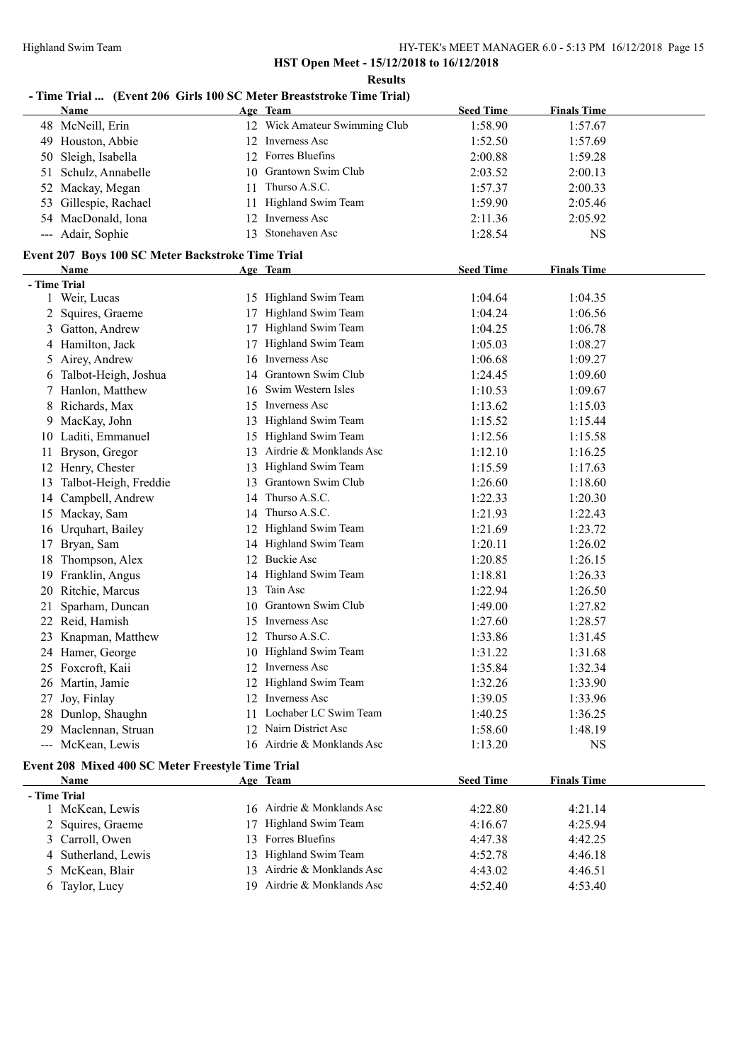**HST Open Meet - 15/12/2018 to 16/12/2018**

**Results**

## - Time Trial ... (Event 206 Girls 100 SC Meter Breaststroke Time Trial)

| | Name | Age | Team | Seed Time | Finals Time |
|---|---|---|---|---|---|
| 48 | McNeill, Erin | 12 | Wick Amateur Swimming Club | 1:58.90 | 1:57.67 |
| 49 | Houston, Abbie | 12 | Inverness Asc | 1:52.50 | 1:57.69 |
| 50 | Sleigh, Isabella | 12 | Forres Bluefins | 2:00.88 | 1:59.28 |
| 51 | Schulz, Annabelle | 10 | Grantown Swim Club | 2:03.52 | 2:00.13 |
| 52 | Mackay, Megan | 11 | Thurso A.S.C. | 1:57.37 | 2:00.33 |
| 53 | Gillespie, Rachael | 11 | Highland Swim Team | 1:59.90 | 2:05.46 |
| 54 | MacDonald, Iona | 12 | Inverness Asc | 2:11.36 | 2:05.92 |
| --- | Adair, Sophie | 13 | Stonehaven Asc | 1:28.54 | NS |

## Event 207 Boys 100 SC Meter Backstroke Time Trial

| | Name | Age | Team | Seed Time | Finals Time |
|---|---|---|---|---|---|
| **- Time Trial** | | | | | |
| 1 | Weir, Lucas | 15 | Highland Swim Team | 1:04.64 | 1:04.35 |
| 2 | Squires, Graeme | 17 | Highland Swim Team | 1:04.24 | 1:06.56 |
| 3 | Gatton, Andrew | 17 | Highland Swim Team | 1:04.25 | 1:06.78 |
| 4 | Hamilton, Jack | 17 | Highland Swim Team | 1:05.03 | 1:08.27 |
| 5 | Airey, Andrew | 16 | Inverness Asc | 1:06.68 | 1:09.27 |
| 6 | Talbot-Heigh, Joshua | 14 | Grantown Swim Club | 1:24.45 | 1:09.60 |
| 7 | Hanlon, Matthew | 16 | Swim Western Isles | 1:10.53 | 1:09.67 |
| 8 | Richards, Max | 15 | Inverness Asc | 1:13.62 | 1:15.03 |
| 9 | MacKay, John | 13 | Highland Swim Team | 1:15.52 | 1:15.44 |
| 10 | Laditi, Emmanuel | 15 | Highland Swim Team | 1:12.56 | 1:15.58 |
| 11 | Bryson, Gregor | 13 | Airdrie & Monklands Asc | 1:12.10 | 1:16.25 |
| 12 | Henry, Chester | 13 | Highland Swim Team | 1:15.59 | 1:17.63 |
| 13 | Talbot-Heigh, Freddie | 13 | Grantown Swim Club | 1:26.60 | 1:18.60 |
| 14 | Campbell, Andrew | 14 | Thurso A.S.C. | 1:22.33 | 1:20.30 |
| 15 | Mackay, Sam | 14 | Thurso A.S.C. | 1:21.93 | 1:22.43 |
| 16 | Urquhart, Bailey | 12 | Highland Swim Team | 1:21.69 | 1:23.72 |
| 17 | Bryan, Sam | 14 | Highland Swim Team | 1:20.11 | 1:26.02 |
| 18 | Thompson, Alex | 12 | Buckie Asc | 1:20.85 | 1:26.15 |
| 19 | Franklin, Angus | 14 | Highland Swim Team | 1:18.81 | 1:26.33 |
| 20 | Ritchie, Marcus | 13 | Tain Asc | 1:22.94 | 1:26.50 |
| 21 | Sparham, Duncan | 10 | Grantown Swim Club | 1:49.00 | 1:27.82 |
| 22 | Reid, Hamish | 15 | Inverness Asc | 1:27.60 | 1:28.57 |
| 23 | Knapman, Matthew | 12 | Thurso A.S.C. | 1:33.86 | 1:31.45 |
| 24 | Hamer, George | 10 | Highland Swim Team | 1:31.22 | 1:31.68 |
| 25 | Foxcroft, Kaii | 12 | Inverness Asc | 1:35.84 | 1:32.34 |
| 26 | Martin, Jamie | 12 | Highland Swim Team | 1:32.26 | 1:33.90 |
| 27 | Joy, Finlay | 12 | Inverness Asc | 1:39.05 | 1:33.96 |
| 28 | Dunlop, Shaughn | 11 | Lochaber LC Swim Team | 1:40.25 | 1:36.25 |
| 29 | Maclennan, Struan | 12 | Nairn District Asc | 1:58.60 | 1:48.19 |
| --- | McKean, Lewis | 16 | Airdrie & Monklands Asc | 1:13.20 | NS |

## Event 208 Mixed 400 SC Meter Freestyle Time Trial

| | Name | Age | Team | Seed Time | Finals Time |
|---|---|---|---|---|---|
| **- Time Trial** | | | | | |
| 1 | McKean, Lewis | 16 | Airdrie & Monklands Asc | 4:22.80 | 4:21.14 |
| 2 | Squires, Graeme | 17 | Highland Swim Team | 4:16.67 | 4:25.94 |
| 3 | Carroll, Owen | 13 | Forres Bluefins | 4:47.38 | 4:42.25 |
| 4 | Sutherland, Lewis | 13 | Highland Swim Team | 4:52.78 | 4:46.18 |
| 5 | McKean, Blair | 13 | Airdrie & Monklands Asc | 4:43.02 | 4:46.51 |
| 6 | Taylor, Lucy | 19 | Airdrie & Monklands Asc | 4:52.40 | 4:53.40 |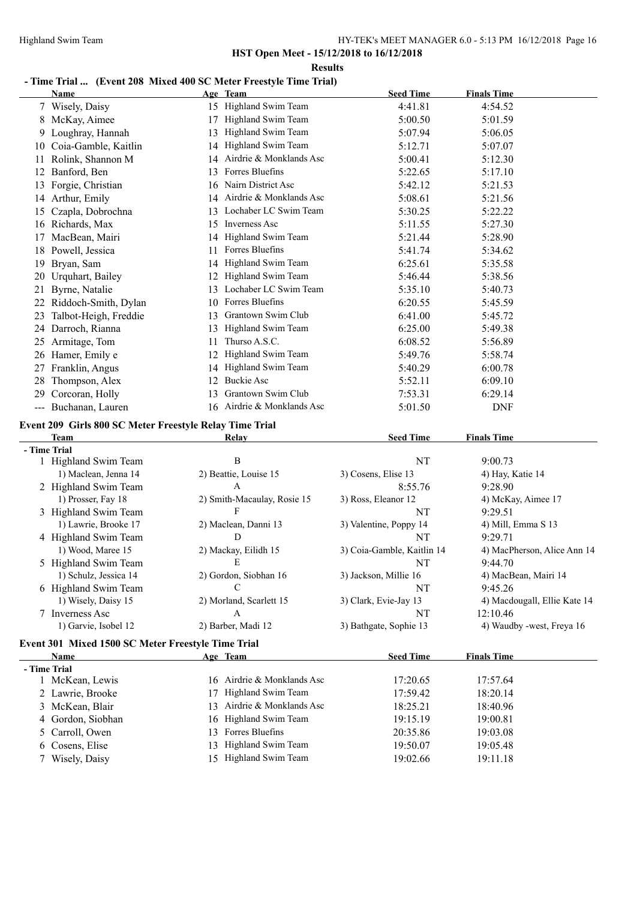**HST Open Meet - 15/12/2018 to 16/12/2018**

**Results**

### - Time Trial ... (Event 208 Mixed 400 SC Meter Freestyle Time Trial)

| | Name | Age | Team | Seed Time | Finals Time |
|---|---|---|---|---|---|
| 7 | Wisely, Daisy | 15 | Highland Swim Team | 4:41.81 | 4:54.52 |
| 8 | McKay, Aimee | 17 | Highland Swim Team | 5:00.50 | 5:01.59 |
| 9 | Loughray, Hannah | 13 | Highland Swim Team | 5:07.94 | 5:06.05 |
| 10 | Coia-Gamble, Kaitlin | 14 | Highland Swim Team | 5:12.71 | 5:07.07 |
| 11 | Rolink, Shannon M | 14 | Airdrie & Monklands Asc | 5:00.41 | 5:12.30 |
| 12 | Banford, Ben | 13 | Forres Bluefins | 5:22.65 | 5:17.10 |
| 13 | Forgie, Christian | 16 | Nairn District Asc | 5:42.12 | 5:21.53 |
| 14 | Arthur, Emily | 14 | Airdrie & Monklands Asc | 5:08.61 | 5:21.56 |
| 15 | Czapla, Dobrochna | 13 | Lochaber LC Swim Team | 5:30.25 | 5:22.22 |
| 16 | Richards, Max | 15 | Inverness Asc | 5:11.55 | 5:27.30 |
| 17 | MacBean, Mairi | 14 | Highland Swim Team | 5:21.44 | 5:28.90 |
| 18 | Powell, Jessica | 11 | Forres Bluefins | 5:41.74 | 5:34.62 |
| 19 | Bryan, Sam | 14 | Highland Swim Team | 6:25.61 | 5:35.58 |
| 20 | Urquhart, Bailey | 12 | Highland Swim Team | 5:46.44 | 5:38.56 |
| 21 | Byrne, Natalie | 13 | Lochaber LC Swim Team | 5:35.10 | 5:40.73 |
| 22 | Riddoch-Smith, Dylan | 10 | Forres Bluefins | 6:20.55 | 5:45.59 |
| 23 | Talbot-Heigh, Freddie | 13 | Grantown Swim Club | 6:41.00 | 5:45.72 |
| 24 | Darroch, Rianna | 13 | Highland Swim Team | 6:25.00 | 5:49.38 |
| 25 | Armitage, Tom | 11 | Thurso A.S.C. | 6:08.52 | 5:56.89 |
| 26 | Hamer, Emily e | 12 | Highland Swim Team | 5:49.76 | 5:58.74 |
| 27 | Franklin, Angus | 14 | Highland Swim Team | 5:40.29 | 6:00.78 |
| 28 | Thompson, Alex | 12 | Buckie Asc | 5:52.11 | 6:09.10 |
| 29 | Corcoran, Holly | 13 | Grantown Swim Club | 7:53.31 | 6:29.14 |
| --- | Buchanan, Lauren | 16 | Airdrie & Monklands Asc | 5:01.50 | DNF |

### Event 209 Girls 800 SC Meter Freestyle Relay Time Trial

| | Team | Relay | Seed Time | Finals Time |
|---|---|---|---|---|
| **- Time Trial** | | | | |
| 1 | Highland Swim Team | B | NT | 9:00.73 |
| | 1) Maclean, Jenna 14 | 2) Beattie, Louise 15 | 3) Cosens, Elise 13 | 4) Hay, Katie 14 |
| 2 | Highland Swim Team | A | 8:55.76 | 9:28.90 |
| | 1) Prosser, Fay 18 | 2) Smith-Macaulay, Rosie 15 | 3) Ross, Eleanor 12 | 4) McKay, Aimee 17 |
| 3 | Highland Swim Team | F | NT | 9:29.51 |
| | 1) Lawrie, Brooke 17 | 2) Maclean, Danni 13 | 3) Valentine, Poppy 14 | 4) Mill, Emma S 13 |
| 4 | Highland Swim Team | D | NT | 9:29.71 |
| | 1) Wood, Maree 15 | 2) Mackay, Eilidh 15 | 3) Coia-Gamble, Kaitlin 14 | 4) MacPherson, Alice Ann 14 |
| 5 | Highland Swim Team | E | NT | 9:44.70 |
| | 1) Schulz, Jessica 14 | 2) Gordon, Siobhan 16 | 3) Jackson, Millie 16 | 4) MacBean, Mairi 14 |
| 6 | Highland Swim Team | C | NT | 9:45.26 |
| | 1) Wisely, Daisy 15 | 2) Morland, Scarlett 15 | 3) Clark, Evie-Jay 13 | 4) Macdougall, Ellie Kate 14 |
| 7 | Inverness Asc | A | NT | 12:10.46 |
| | 1) Garvie, Isobel 12 | 2) Barber, Madi 12 | 3) Bathgate, Sophie 13 | 4) Waudby -west, Freya 16 |

### Event 301 Mixed 1500 SC Meter Freestyle Time Trial

| | Name | Age | Team | Seed Time | Finals Time |
|---|---|---|---|---|---|
| **- Time Trial** | | | | | |
| 1 | McKean, Lewis | 16 | Airdrie & Monklands Asc | 17:20.65 | 17:57.64 |
| 2 | Lawrie, Brooke | 17 | Highland Swim Team | 17:59.42 | 18:20.14 |
| 3 | McKean, Blair | 13 | Airdrie & Monklands Asc | 18:25.21 | 18:40.96 |
| 4 | Gordon, Siobhan | 16 | Highland Swim Team | 19:15.19 | 19:00.81 |
| 5 | Carroll, Owen | 13 | Forres Bluefins | 20:35.86 | 19:03.08 |
| 6 | Cosens, Elise | 13 | Highland Swim Team | 19:50.07 | 19:05.48 |
| 7 | Wisely, Daisy | 15 | Highland Swim Team | 19:02.66 | 19:11.18 |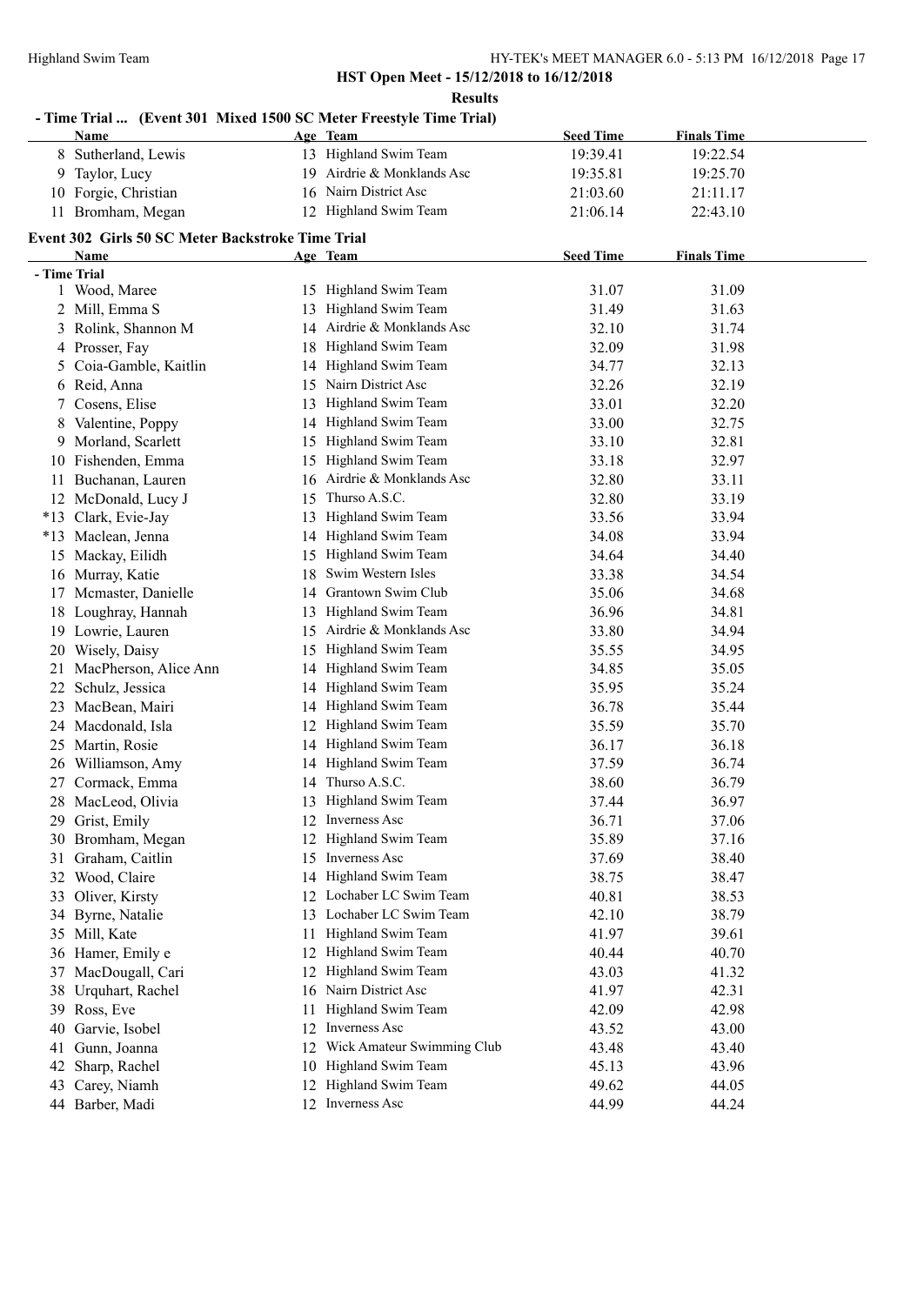**HST Open Meet - 15/12/2018 to 16/12/2018**

**Results**

## - Time Trial ... (Event 301 Mixed 1500 SC Meter Freestyle Time Trial)

| | Name | Age | Team | Seed Time | Finals Time |
|---|---|---|---|---|---|
| 8 | Sutherland, Lewis | 13 | Highland Swim Team | 19:39.41 | 19:22.54 |
| 9 | Taylor, Lucy | 19 | Airdrie & Monklands Asc | 19:35.81 | 19:25.70 |
| 10 | Forgie, Christian | 16 | Nairn District Asc | 21:03.60 | 21:11.17 |
| 11 | Bromham, Megan | 12 | Highland Swim Team | 21:06.14 | 22:43.10 |

## Event 302 Girls 50 SC Meter Backstroke Time Trial

| | Name | Age | Team | Seed Time | Finals Time |
|---|---|---|---|---|---|
| **- Time Trial** | | | | | |
| 1 | Wood, Maree | 15 | Highland Swim Team | 31.07 | 31.09 |
| 2 | Mill, Emma S | 13 | Highland Swim Team | 31.49 | 31.63 |
| 3 | Rolink, Shannon M | 14 | Airdrie & Monklands Asc | 32.10 | 31.74 |
| 4 | Prosser, Fay | 18 | Highland Swim Team | 32.09 | 31.98 |
| 5 | Coia-Gamble, Kaitlin | 14 | Highland Swim Team | 34.77 | 32.13 |
| 6 | Reid, Anna | 15 | Nairn District Asc | 32.26 | 32.19 |
| 7 | Cosens, Elise | 13 | Highland Swim Team | 33.01 | 32.20 |
| 8 | Valentine, Poppy | 14 | Highland Swim Team | 33.00 | 32.75 |
| 9 | Morland, Scarlett | 15 | Highland Swim Team | 33.10 | 32.81 |
| 10 | Fishenden, Emma | 15 | Highland Swim Team | 33.18 | 32.97 |
| 11 | Buchanan, Lauren | 16 | Airdrie & Monklands Asc | 32.80 | 33.11 |
| 12 | McDonald, Lucy J | 15 | Thurso A.S.C. | 32.80 | 33.19 |
| *13 | Clark, Evie-Jay | 13 | Highland Swim Team | 33.56 | 33.94 |
| *13 | Maclean, Jenna | 14 | Highland Swim Team | 34.08 | 33.94 |
| 15 | Mackay, Eilidh | 15 | Highland Swim Team | 34.64 | 34.40 |
| 16 | Murray, Katie | 18 | Swim Western Isles | 33.38 | 34.54 |
| 17 | Mcmaster, Danielle | 14 | Grantown Swim Club | 35.06 | 34.68 |
| 18 | Loughray, Hannah | 13 | Highland Swim Team | 36.96 | 34.81 |
| 19 | Lowrie, Lauren | 15 | Airdrie & Monklands Asc | 33.80 | 34.94 |
| 20 | Wisely, Daisy | 15 | Highland Swim Team | 35.55 | 34.95 |
| 21 | MacPherson, Alice Ann | 14 | Highland Swim Team | 34.85 | 35.05 |
| 22 | Schulz, Jessica | 14 | Highland Swim Team | 35.95 | 35.24 |
| 23 | MacBean, Mairi | 14 | Highland Swim Team | 36.78 | 35.44 |
| 24 | Macdonald, Isla | 12 | Highland Swim Team | 35.59 | 35.70 |
| 25 | Martin, Rosie | 14 | Highland Swim Team | 36.17 | 36.18 |
| 26 | Williamson, Amy | 14 | Highland Swim Team | 37.59 | 36.74 |
| 27 | Cormack, Emma | 14 | Thurso A.S.C. | 38.60 | 36.79 |
| 28 | MacLeod, Olivia | 13 | Highland Swim Team | 37.44 | 36.97 |
| 29 | Grist, Emily | 12 | Inverness Asc | 36.71 | 37.06 |
| 30 | Bromham, Megan | 12 | Highland Swim Team | 35.89 | 37.16 |
| 31 | Graham, Caitlin | 15 | Inverness Asc | 37.69 | 38.40 |
| 32 | Wood, Claire | 14 | Highland Swim Team | 38.75 | 38.47 |
| 33 | Oliver, Kirsty | 12 | Lochaber LC Swim Team | 40.81 | 38.53 |
| 34 | Byrne, Natalie | 13 | Lochaber LC Swim Team | 42.10 | 38.79 |
| 35 | Mill, Kate | 11 | Highland Swim Team | 41.97 | 39.61 |
| 36 | Hamer, Emily e | 12 | Highland Swim Team | 40.44 | 40.70 |
| 37 | MacDougall, Cari | 12 | Highland Swim Team | 43.03 | 41.32 |
| 38 | Urquhart, Rachel | 16 | Nairn District Asc | 41.97 | 42.31 |
| 39 | Ross, Eve | 11 | Highland Swim Team | 42.09 | 42.98 |
| 40 | Garvie, Isobel | 12 | Inverness Asc | 43.52 | 43.00 |
| 41 | Gunn, Joanna | 12 | Wick Amateur Swimming Club | 43.48 | 43.40 |
| 42 | Sharp, Rachel | 10 | Highland Swim Team | 45.13 | 43.96 |
| 43 | Carey, Niamh | 12 | Highland Swim Team | 49.62 | 44.05 |
| 44 | Barber, Madi | 12 | Inverness Asc | 44.99 | 44.24 |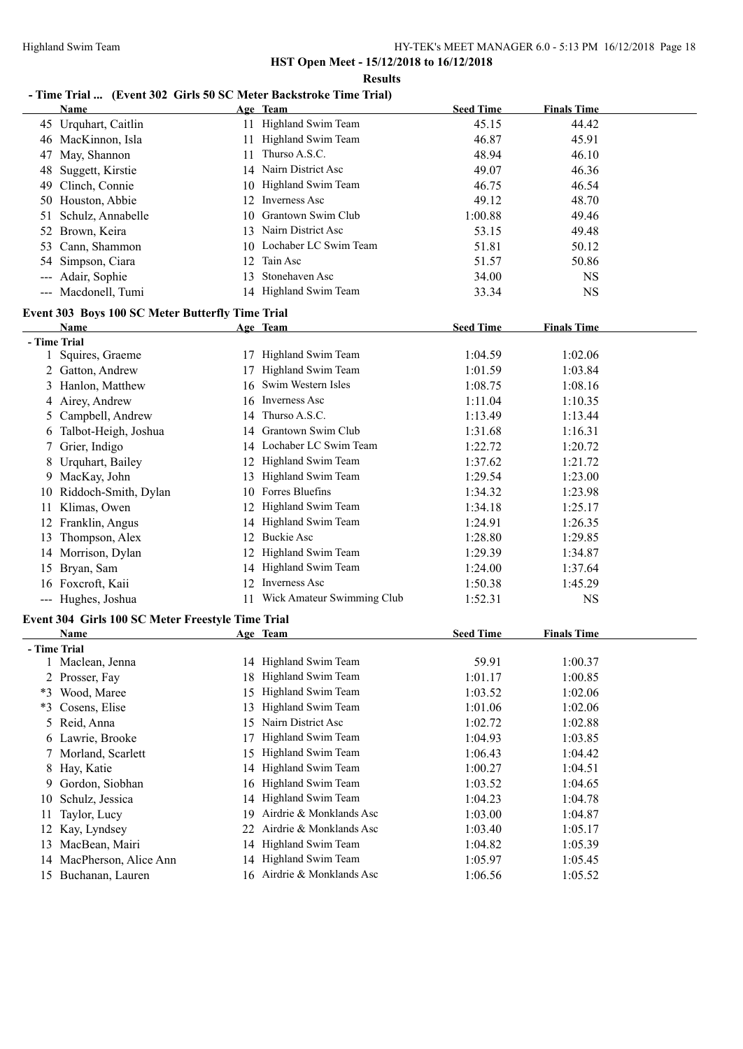**HST Open Meet - 15/12/2018 to 16/12/2018**

**Results**

## - Time Trial ... (Event 302 Girls 50 SC Meter Backstroke Time Trial)

| | Name | Age | Team | Seed Time | Finals Time |
|---|---|---|---|---|---|
| 45 | Urquhart, Caitlin | 11 | Highland Swim Team | 45.15 | 44.42 |
| 46 | MacKinnon, Isla | 11 | Highland Swim Team | 46.87 | 45.91 |
| 47 | May, Shannon | 11 | Thurso A.S.C. | 48.94 | 46.10 |
| 48 | Suggett, Kirstie | 14 | Nairn District Asc | 49.07 | 46.36 |
| 49 | Clinch, Connie | 10 | Highland Swim Team | 46.75 | 46.54 |
| 50 | Houston, Abbie | 12 | Inverness Asc | 49.12 | 48.70 |
| 51 | Schulz, Annabelle | 10 | Grantown Swim Club | 1:00.88 | 49.46 |
| 52 | Brown, Keira | 13 | Nairn District Asc | 53.15 | 49.48 |
| 53 | Cann, Shammon | 10 | Lochaber LC Swim Team | 51.81 | 50.12 |
| 54 | Simpson, Ciara | 12 | Tain Asc | 51.57 | 50.86 |
| --- | Adair, Sophie | 13 | Stonehaven Asc | 34.00 | NS |
| --- | Macdonell, Tumi | 14 | Highland Swim Team | 33.34 | NS |

## Event 303 Boys 100 SC Meter Butterfly Time Trial

| | Name | Age | Team | Seed Time | Finals Time |
|---|---|---|---|---|---|
| **- Time Trial** | | | | | |
| 1 | Squires, Graeme | 17 | Highland Swim Team | 1:04.59 | 1:02.06 |
| 2 | Gatton, Andrew | 17 | Highland Swim Team | 1:01.59 | 1:03.84 |
| 3 | Hanlon, Matthew | 16 | Swim Western Isles | 1:08.75 | 1:08.16 |
| 4 | Airey, Andrew | 16 | Inverness Asc | 1:11.04 | 1:10.35 |
| 5 | Campbell, Andrew | 14 | Thurso A.S.C. | 1:13.49 | 1:13.44 |
| 6 | Talbot-Heigh, Joshua | 14 | Grantown Swim Club | 1:31.68 | 1:16.31 |
| 7 | Grier, Indigo | 14 | Lochaber LC Swim Team | 1:22.72 | 1:20.72 |
| 8 | Urquhart, Bailey | 12 | Highland Swim Team | 1:37.62 | 1:21.72 |
| 9 | MacKay, John | 13 | Highland Swim Team | 1:29.54 | 1:23.00 |
| 10 | Riddoch-Smith, Dylan | 10 | Forres Bluefins | 1:34.32 | 1:23.98 |
| 11 | Klimas, Owen | 12 | Highland Swim Team | 1:34.18 | 1:25.17 |
| 12 | Franklin, Angus | 14 | Highland Swim Team | 1:24.91 | 1:26.35 |
| 13 | Thompson, Alex | 12 | Buckie Asc | 1:28.80 | 1:29.85 |
| 14 | Morrison, Dylan | 12 | Highland Swim Team | 1:29.39 | 1:34.87 |
| 15 | Bryan, Sam | 14 | Highland Swim Team | 1:24.00 | 1:37.64 |
| 16 | Foxcroft, Kaii | 12 | Inverness Asc | 1:50.38 | 1:45.29 |
| --- | Hughes, Joshua | 11 | Wick Amateur Swimming Club | 1:52.31 | NS |

## Event 304 Girls 100 SC Meter Freestyle Time Trial

| | Name | Age | Team | Seed Time | Finals Time |
|---|---|---|---|---|---|
| **- Time Trial** | | | | | |
| 1 | Maclean, Jenna | 14 | Highland Swim Team | 59.91 | 1:00.37 |
| 2 | Prosser, Fay | 18 | Highland Swim Team | 1:01.17 | 1:00.85 |
| *3 | Wood, Maree | 15 | Highland Swim Team | 1:03.52 | 1:02.06 |
| *3 | Cosens, Elise | 13 | Highland Swim Team | 1:01.06 | 1:02.06 |
| 5 | Reid, Anna | 15 | Nairn District Asc | 1:02.72 | 1:02.88 |
| 6 | Lawrie, Brooke | 17 | Highland Swim Team | 1:04.93 | 1:03.85 |
| 7 | Morland, Scarlett | 15 | Highland Swim Team | 1:06.43 | 1:04.42 |
| 8 | Hay, Katie | 14 | Highland Swim Team | 1:00.27 | 1:04.51 |
| 9 | Gordon, Siobhan | 16 | Highland Swim Team | 1:03.52 | 1:04.65 |
| 10 | Schulz, Jessica | 14 | Highland Swim Team | 1:04.23 | 1:04.78 |
| 11 | Taylor, Lucy | 19 | Airdrie & Monklands Asc | 1:03.00 | 1:04.87 |
| 12 | Kay, Lyndsey | 22 | Airdrie & Monklands Asc | 1:03.40 | 1:05.17 |
| 13 | MacBean, Mairi | 14 | Highland Swim Team | 1:04.82 | 1:05.39 |
| 14 | MacPherson, Alice Ann | 14 | Highland Swim Team | 1:05.97 | 1:05.45 |
| 15 | Buchanan, Lauren | 16 | Airdrie & Monklands Asc | 1:06.56 | 1:05.52 |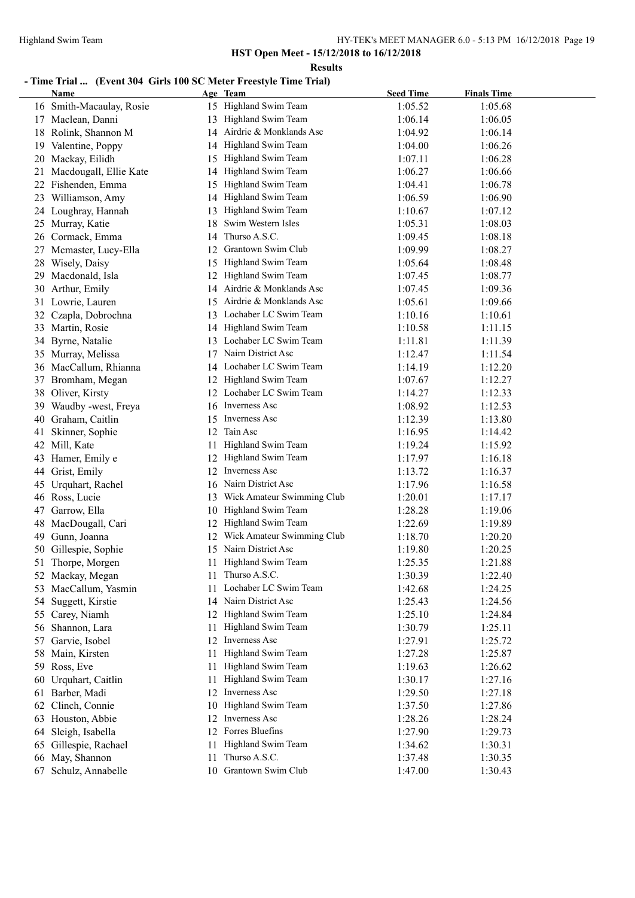**HST Open Meet - 15/12/2018 to 16/12/2018**

**Results**

## - Time Trial ... (Event 304 Girls 100 SC Meter Freestyle Time Trial)

| | Name | Age | Team | Seed Time | Finals Time |
|---|---|---|---|---|---|
| 16 | Smith-Macaulay, Rosie | 15 | Highland Swim Team | 1:05.52 | 1:05.68 |
| 17 | Maclean, Danni | 13 | Highland Swim Team | 1:06.14 | 1:06.05 |
| 18 | Rolink, Shannon M | 14 | Airdrie & Monklands Asc | 1:04.92 | 1:06.14 |
| 19 | Valentine, Poppy | 14 | Highland Swim Team | 1:04.00 | 1:06.26 |
| 20 | Mackay, Eilidh | 15 | Highland Swim Team | 1:07.11 | 1:06.28 |
| 21 | Macdougall, Ellie Kate | 14 | Highland Swim Team | 1:06.27 | 1:06.66 |
| 22 | Fishenden, Emma | 15 | Highland Swim Team | 1:04.41 | 1:06.78 |
| 23 | Williamson, Amy | 14 | Highland Swim Team | 1:06.59 | 1:06.90 |
| 24 | Loughray, Hannah | 13 | Highland Swim Team | 1:10.67 | 1:07.12 |
| 25 | Murray, Katie | 18 | Swim Western Isles | 1:05.31 | 1:08.03 |
| 26 | Cormack, Emma | 14 | Thurso A.S.C. | 1:09.45 | 1:08.18 |
| 27 | Mcmaster, Lucy-Ella | 12 | Grantown Swim Club | 1:09.99 | 1:08.27 |
| 28 | Wisely, Daisy | 15 | Highland Swim Team | 1:05.64 | 1:08.48 |
| 29 | Macdonald, Isla | 12 | Highland Swim Team | 1:07.45 | 1:08.77 |
| 30 | Arthur, Emily | 14 | Airdrie & Monklands Asc | 1:07.45 | 1:09.36 |
| 31 | Lowrie, Lauren | 15 | Airdrie & Monklands Asc | 1:05.61 | 1:09.66 |
| 32 | Czapla, Dobrochna | 13 | Lochaber LC Swim Team | 1:10.16 | 1:10.61 |
| 33 | Martin, Rosie | 14 | Highland Swim Team | 1:10.58 | 1:11.15 |
| 34 | Byrne, Natalie | 13 | Lochaber LC Swim Team | 1:11.81 | 1:11.39 |
| 35 | Murray, Melissa | 17 | Nairn District Asc | 1:12.47 | 1:11.54 |
| 36 | MacCallum, Rhianna | 14 | Lochaber LC Swim Team | 1:14.19 | 1:12.20 |
| 37 | Bromham, Megan | 12 | Highland Swim Team | 1:07.67 | 1:12.27 |
| 38 | Oliver, Kirsty | 12 | Lochaber LC Swim Team | 1:14.27 | 1:12.33 |
| 39 | Waudby -west, Freya | 16 | Inverness Asc | 1:08.92 | 1:12.53 |
| 40 | Graham, Caitlin | 15 | Inverness Asc | 1:12.39 | 1:13.80 |
| 41 | Skinner, Sophie | 12 | Tain Asc | 1:16.95 | 1:14.42 |
| 42 | Mill, Kate | 11 | Highland Swim Team | 1:19.24 | 1:15.92 |
| 43 | Hamer, Emily e | 12 | Highland Swim Team | 1:17.97 | 1:16.18 |
| 44 | Grist, Emily | 12 | Inverness Asc | 1:13.72 | 1:16.37 |
| 45 | Urquhart, Rachel | 16 | Nairn District Asc | 1:17.96 | 1:16.58 |
| 46 | Ross, Lucie | 13 | Wick Amateur Swimming Club | 1:20.01 | 1:17.17 |
| 47 | Garrow, Ella | 10 | Highland Swim Team | 1:28.28 | 1:19.06 |
| 48 | MacDougall, Cari | 12 | Highland Swim Team | 1:22.69 | 1:19.89 |
| 49 | Gunn, Joanna | 12 | Wick Amateur Swimming Club | 1:18.70 | 1:20.20 |
| 50 | Gillespie, Sophie | 15 | Nairn District Asc | 1:19.80 | 1:20.25 |
| 51 | Thorpe, Morgen | 11 | Highland Swim Team | 1:25.35 | 1:21.88 |
| 52 | Mackay, Megan | 11 | Thurso A.S.C. | 1:30.39 | 1:22.40 |
| 53 | MacCallum, Yasmin | 11 | Lochaber LC Swim Team | 1:42.68 | 1:24.25 |
| 54 | Suggett, Kirstie | 14 | Nairn District Asc | 1:25.43 | 1:24.56 |
| 55 | Carey, Niamh | 12 | Highland Swim Team | 1:25.10 | 1:24.84 |
| 56 | Shannon, Lara | 11 | Highland Swim Team | 1:30.79 | 1:25.11 |
| 57 | Garvie, Isobel | 12 | Inverness Asc | 1:27.91 | 1:25.72 |
| 58 | Main, Kirsten | 11 | Highland Swim Team | 1:27.28 | 1:25.87 |
| 59 | Ross, Eve | 11 | Highland Swim Team | 1:19.63 | 1:26.62 |
| 60 | Urquhart, Caitlin | 11 | Highland Swim Team | 1:30.17 | 1:27.16 |
| 61 | Barber, Madi | 12 | Inverness Asc | 1:29.50 | 1:27.18 |
| 62 | Clinch, Connie | 10 | Highland Swim Team | 1:37.50 | 1:27.86 |
| 63 | Houston, Abbie | 12 | Inverness Asc | 1:28.26 | 1:28.24 |
| 64 | Sleigh, Isabella | 12 | Forres Bluefins | 1:27.90 | 1:29.73 |
| 65 | Gillespie, Rachael | 11 | Highland Swim Team | 1:34.62 | 1:30.31 |
| 66 | May, Shannon | 11 | Thurso A.S.C. | 1:37.48 | 1:30.35 |
| 67 | Schulz, Annabelle | 10 | Grantown Swim Club | 1:47.00 | 1:30.43 |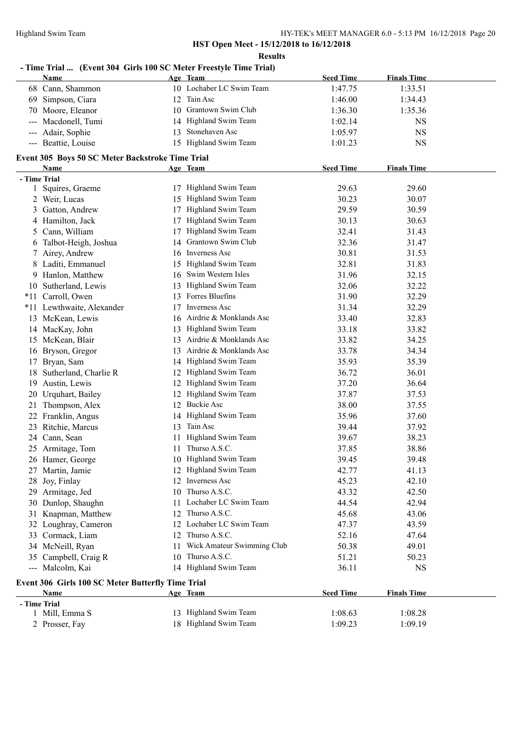**HST Open Meet - 15/12/2018 to 16/12/2018**

**Results**

### - Time Trial ... (Event 304 Girls 100 SC Meter Freestyle Time Trial)

| | Name | Age | Team | Seed Time | Finals Time |
|---|---|---|---|---|---|
| 68 | Cann, Shammon | 10 | Lochaber LC Swim Team | 1:47.75 | 1:33.51 |
| 69 | Simpson, Ciara | 12 | Tain Asc | 1:46.00 | 1:34.43 |
| 70 | Moore, Eleanor | 10 | Grantown Swim Club | 1:36.30 | 1:35.36 |
| --- | Macdonell, Tumi | 14 | Highland Swim Team | 1:02.14 | NS |
| --- | Adair, Sophie | 13 | Stonehaven Asc | 1:05.97 | NS |
| --- | Beattie, Louise | 15 | Highland Swim Team | 1:01.23 | NS |

### Event 305 Boys 50 SC Meter Backstroke Time Trial

| | Name | Age | Team | Seed Time | Finals Time |
|---|---|---|---|---|---|
| **- Time Trial** | | | | | |
| 1 | Squires, Graeme | 17 | Highland Swim Team | 29.63 | 29.60 |
| 2 | Weir, Lucas | 15 | Highland Swim Team | 30.23 | 30.07 |
| 3 | Gatton, Andrew | 17 | Highland Swim Team | 29.59 | 30.59 |
| 4 | Hamilton, Jack | 17 | Highland Swim Team | 30.13 | 30.63 |
| 5 | Cann, William | 17 | Highland Swim Team | 32.41 | 31.43 |
| 6 | Talbot-Heigh, Joshua | 14 | Grantown Swim Club | 32.36 | 31.47 |
| 7 | Airey, Andrew | 16 | Inverness Asc | 30.81 | 31.53 |
| 8 | Laditi, Emmanuel | 15 | Highland Swim Team | 32.81 | 31.83 |
| 9 | Hanlon, Matthew | 16 | Swim Western Isles | 31.96 | 32.15 |
| 10 | Sutherland, Lewis | 13 | Highland Swim Team | 32.06 | 32.22 |
| *11 | Carroll, Owen | 13 | Forres Bluefins | 31.90 | 32.29 |
| *11 | Lewthwaite, Alexander | 17 | Inverness Asc | 31.34 | 32.29 |
| 13 | McKean, Lewis | 16 | Airdrie & Monklands Asc | 33.40 | 32.83 |
| 14 | MacKay, John | 13 | Highland Swim Team | 33.18 | 33.82 |
| 15 | McKean, Blair | 13 | Airdrie & Monklands Asc | 33.82 | 34.25 |
| 16 | Bryson, Gregor | 13 | Airdrie & Monklands Asc | 33.78 | 34.34 |
| 17 | Bryan, Sam | 14 | Highland Swim Team | 35.93 | 35.39 |
| 18 | Sutherland, Charlie R | 12 | Highland Swim Team | 36.72 | 36.01 |
| 19 | Austin, Lewis | 12 | Highland Swim Team | 37.20 | 36.64 |
| 20 | Urquhart, Bailey | 12 | Highland Swim Team | 37.87 | 37.53 |
| 21 | Thompson, Alex | 12 | Buckie Asc | 38.00 | 37.55 |
| 22 | Franklin, Angus | 14 | Highland Swim Team | 35.96 | 37.60 |
| 23 | Ritchie, Marcus | 13 | Tain Asc | 39.44 | 37.92 |
| 24 | Cann, Sean | 11 | Highland Swim Team | 39.67 | 38.23 |
| 25 | Armitage, Tom | 11 | Thurso A.S.C. | 37.85 | 38.86 |
| 26 | Hamer, George | 10 | Highland Swim Team | 39.45 | 39.48 |
| 27 | Martin, Jamie | 12 | Highland Swim Team | 42.77 | 41.13 |
| 28 | Joy, Finlay | 12 | Inverness Asc | 45.23 | 42.10 |
| 29 | Armitage, Jed | 10 | Thurso A.S.C. | 43.32 | 42.50 |
| 30 | Dunlop, Shaughn | 11 | Lochaber LC Swim Team | 44.54 | 42.94 |
| 31 | Knapman, Matthew | 12 | Thurso A.S.C. | 45.68 | 43.06 |
| 32 | Loughray, Cameron | 12 | Lochaber LC Swim Team | 47.37 | 43.59 |
| 33 | Cormack, Liam | 12 | Thurso A.S.C. | 52.16 | 47.64 |
| 34 | McNeill, Ryan | 11 | Wick Amateur Swimming Club | 50.38 | 49.01 |
| 35 | Campbell, Craig R | 10 | Thurso A.S.C. | 51.21 | 50.23 |
| --- | Malcolm, Kai | 14 | Highland Swim Team | 36.11 | NS |

### Event 306 Girls 100 SC Meter Butterfly Time Trial

| | Name | Age | Team | Seed Time | Finals Time |
|---|---|---|---|---|---|
| **- Time Trial** | | | | | |
| 1 | Mill, Emma S | 13 | Highland Swim Team | 1:08.63 | 1:08.28 |
| 2 | Prosser, Fay | 18 | Highland Swim Team | 1:09.23 | 1:09.19 |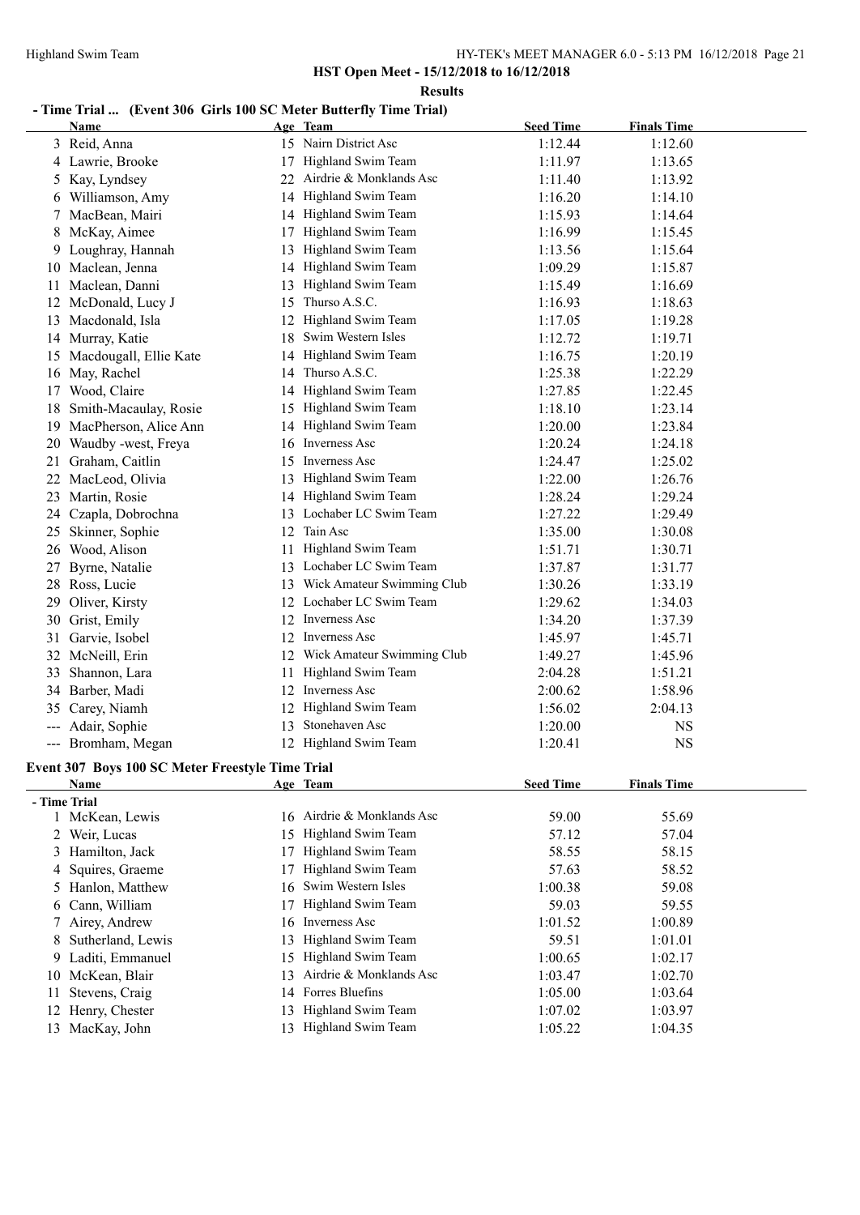**HST Open Meet - 15/12/2018 to 16/12/2018**

**Results**

### - Time Trial ... (Event 306 Girls 100 SC Meter Butterfly Time Trial)

| | Name | Age | Team | Seed Time | Finals Time |
|---|---|---|---|---|---|
| 3 | Reid, Anna | 15 | Nairn District Asc | 1:12.44 | 1:12.60 |
| 4 | Lawrie, Brooke | 17 | Highland Swim Team | 1:11.97 | 1:13.65 |
| 5 | Kay, Lyndsey | 22 | Airdrie & Monklands Asc | 1:11.40 | 1:13.92 |
| 6 | Williamson, Amy | 14 | Highland Swim Team | 1:16.20 | 1:14.10 |
| 7 | MacBean, Mairi | 14 | Highland Swim Team | 1:15.93 | 1:14.64 |
| 8 | McKay, Aimee | 17 | Highland Swim Team | 1:16.99 | 1:15.45 |
| 9 | Loughray, Hannah | 13 | Highland Swim Team | 1:13.56 | 1:15.64 |
| 10 | Maclean, Jenna | 14 | Highland Swim Team | 1:09.29 | 1:15.87 |
| 11 | Maclean, Danni | 13 | Highland Swim Team | 1:15.49 | 1:16.69 |
| 12 | McDonald, Lucy J | 15 | Thurso A.S.C. | 1:16.93 | 1:18.63 |
| 13 | Macdonald, Isla | 12 | Highland Swim Team | 1:17.05 | 1:19.28 |
| 14 | Murray, Katie | 18 | Swim Western Isles | 1:12.72 | 1:19.71 |
| 15 | Macdougall, Ellie Kate | 14 | Highland Swim Team | 1:16.75 | 1:20.19 |
| 16 | May, Rachel | 14 | Thurso A.S.C. | 1:25.38 | 1:22.29 |
| 17 | Wood, Claire | 14 | Highland Swim Team | 1:27.85 | 1:22.45 |
| 18 | Smith-Macaulay, Rosie | 15 | Highland Swim Team | 1:18.10 | 1:23.14 |
| 19 | MacPherson, Alice Ann | 14 | Highland Swim Team | 1:20.00 | 1:23.84 |
| 20 | Waudby -west, Freya | 16 | Inverness Asc | 1:20.24 | 1:24.18 |
| 21 | Graham, Caitlin | 15 | Inverness Asc | 1:24.47 | 1:25.02 |
| 22 | MacLeod, Olivia | 13 | Highland Swim Team | 1:22.00 | 1:26.76 |
| 23 | Martin, Rosie | 14 | Highland Swim Team | 1:28.24 | 1:29.24 |
| 24 | Czapla, Dobrochna | 13 | Lochaber LC Swim Team | 1:27.22 | 1:29.49 |
| 25 | Skinner, Sophie | 12 | Tain Asc | 1:35.00 | 1:30.08 |
| 26 | Wood, Alison | 11 | Highland Swim Team | 1:51.71 | 1:30.71 |
| 27 | Byrne, Natalie | 13 | Lochaber LC Swim Team | 1:37.87 | 1:31.77 |
| 28 | Ross, Lucie | 13 | Wick Amateur Swimming Club | 1:30.26 | 1:33.19 |
| 29 | Oliver, Kirsty | 12 | Lochaber LC Swim Team | 1:29.62 | 1:34.03 |
| 30 | Grist, Emily | 12 | Inverness Asc | 1:34.20 | 1:37.39 |
| 31 | Garvie, Isobel | 12 | Inverness Asc | 1:45.97 | 1:45.71 |
| 32 | McNeill, Erin | 12 | Wick Amateur Swimming Club | 1:49.27 | 1:45.96 |
| 33 | Shannon, Lara | 11 | Highland Swim Team | 2:04.28 | 1:51.21 |
| 34 | Barber, Madi | 12 | Inverness Asc | 2:00.62 | 1:58.96 |
| 35 | Carey, Niamh | 12 | Highland Swim Team | 1:56.02 | 2:04.13 |
| --- | Adair, Sophie | 13 | Stonehaven Asc | 1:20.00 | NS |
| --- | Bromham, Megan | 12 | Highland Swim Team | 1:20.41 | NS |

### Event 307 Boys 100 SC Meter Freestyle Time Trial

| | Name | Age | Team | Seed Time | Finals Time |
|---|---|---|---|---|---|
| **- Time Trial** | | | | | |
| 1 | McKean, Lewis | 16 | Airdrie & Monklands Asc | 59.00 | 55.69 |
| 2 | Weir, Lucas | 15 | Highland Swim Team | 57.12 | 57.04 |
| 3 | Hamilton, Jack | 17 | Highland Swim Team | 58.55 | 58.15 |
| 4 | Squires, Graeme | 17 | Highland Swim Team | 57.63 | 58.52 |
| 5 | Hanlon, Matthew | 16 | Swim Western Isles | 1:00.38 | 59.08 |
| 6 | Cann, William | 17 | Highland Swim Team | 59.03 | 59.55 |
| 7 | Airey, Andrew | 16 | Inverness Asc | 1:01.52 | 1:00.89 |
| 8 | Sutherland, Lewis | 13 | Highland Swim Team | 59.51 | 1:01.01 |
| 9 | Laditi, Emmanuel | 15 | Highland Swim Team | 1:00.65 | 1:02.17 |
| 10 | McKean, Blair | 13 | Airdrie & Monklands Asc | 1:03.47 | 1:02.70 |
| 11 | Stevens, Craig | 14 | Forres Bluefins | 1:05.00 | 1:03.64 |
| 12 | Henry, Chester | 13 | Highland Swim Team | 1:07.02 | 1:03.97 |
| 13 | MacKay, John | 13 | Highland Swim Team | 1:05.22 | 1:04.35 |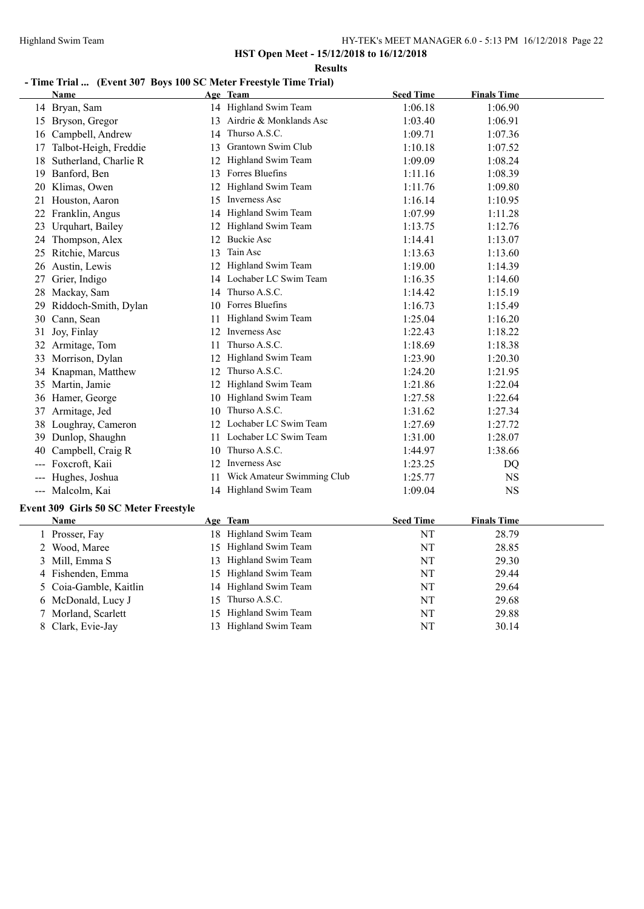**HST Open Meet - 15/12/2018 to 16/12/2018**

**Results**

### - Time Trial ... (Event 307 Boys 100 SC Meter Freestyle Time Trial)

| | Name | Age | Team | Seed Time | Finals Time |
|---|---|---|---|---|---|
| 14 | Bryan, Sam | 14 | Highland Swim Team | 1:06.18 | 1:06.90 |
| 15 | Bryson, Gregor | 13 | Airdrie & Monklands Asc | 1:03.40 | 1:06.91 |
| 16 | Campbell, Andrew | 14 | Thurso A.S.C. | 1:09.71 | 1:07.36 |
| 17 | Talbot-Heigh, Freddie | 13 | Grantown Swim Club | 1:10.18 | 1:07.52 |
| 18 | Sutherland, Charlie R | 12 | Highland Swim Team | 1:09.09 | 1:08.24 |
| 19 | Banford, Ben | 13 | Forres Bluefins | 1:11.16 | 1:08.39 |
| 20 | Klimas, Owen | 12 | Highland Swim Team | 1:11.76 | 1:09.80 |
| 21 | Houston, Aaron | 15 | Inverness Asc | 1:16.14 | 1:10.95 |
| 22 | Franklin, Angus | 14 | Highland Swim Team | 1:07.99 | 1:11.28 |
| 23 | Urquhart, Bailey | 12 | Highland Swim Team | 1:13.75 | 1:12.76 |
| 24 | Thompson, Alex | 12 | Buckie Asc | 1:14.41 | 1:13.07 |
| 25 | Ritchie, Marcus | 13 | Tain Asc | 1:13.63 | 1:13.60 |
| 26 | Austin, Lewis | 12 | Highland Swim Team | 1:19.00 | 1:14.39 |
| 27 | Grier, Indigo | 14 | Lochaber LC Swim Team | 1:16.35 | 1:14.60 |
| 28 | Mackay, Sam | 14 | Thurso A.S.C. | 1:14.42 | 1:15.19 |
| 29 | Riddoch-Smith, Dylan | 10 | Forres Bluefins | 1:16.73 | 1:15.49 |
| 30 | Cann, Sean | 11 | Highland Swim Team | 1:25.04 | 1:16.20 |
| 31 | Joy, Finlay | 12 | Inverness Asc | 1:22.43 | 1:18.22 |
| 32 | Armitage, Tom | 11 | Thurso A.S.C. | 1:18.69 | 1:18.38 |
| 33 | Morrison, Dylan | 12 | Highland Swim Team | 1:23.90 | 1:20.30 |
| 34 | Knapman, Matthew | 12 | Thurso A.S.C. | 1:24.20 | 1:21.95 |
| 35 | Martin, Jamie | 12 | Highland Swim Team | 1:21.86 | 1:22.04 |
| 36 | Hamer, George | 10 | Highland Swim Team | 1:27.58 | 1:22.64 |
| 37 | Armitage, Jed | 10 | Thurso A.S.C. | 1:31.62 | 1:27.34 |
| 38 | Loughray, Cameron | 12 | Lochaber LC Swim Team | 1:27.69 | 1:27.72 |
| 39 | Dunlop, Shaughn | 11 | Lochaber LC Swim Team | 1:31.00 | 1:28.07 |
| 40 | Campbell, Craig R | 10 | Thurso A.S.C. | 1:44.97 | 1:38.66 |
| --- | Foxcroft, Kaii | 12 | Inverness Asc | 1:23.25 | DQ |
| --- | Hughes, Joshua | 11 | Wick Amateur Swimming Club | 1:25.77 | NS |
| --- | Malcolm, Kai | 14 | Highland Swim Team | 1:09.04 | NS |

### Event 309 Girls 50 SC Meter Freestyle

| | Name | Age | Team | Seed Time | Finals Time |
|---|---|---|---|---|---|
| 1 | Prosser, Fay | 18 | Highland Swim Team | NT | 28.79 |
| 2 | Wood, Maree | 15 | Highland Swim Team | NT | 28.85 |
| 3 | Mill, Emma S | 13 | Highland Swim Team | NT | 29.30 |
| 4 | Fishenden, Emma | 15 | Highland Swim Team | NT | 29.44 |
| 5 | Coia-Gamble, Kaitlin | 14 | Highland Swim Team | NT | 29.64 |
| 6 | McDonald, Lucy J | 15 | Thurso A.S.C. | NT | 29.68 |
| 7 | Morland, Scarlett | 15 | Highland Swim Team | NT | 29.88 |
| 8 | Clark, Evie-Jay | 13 | Highland Swim Team | NT | 30.14 |